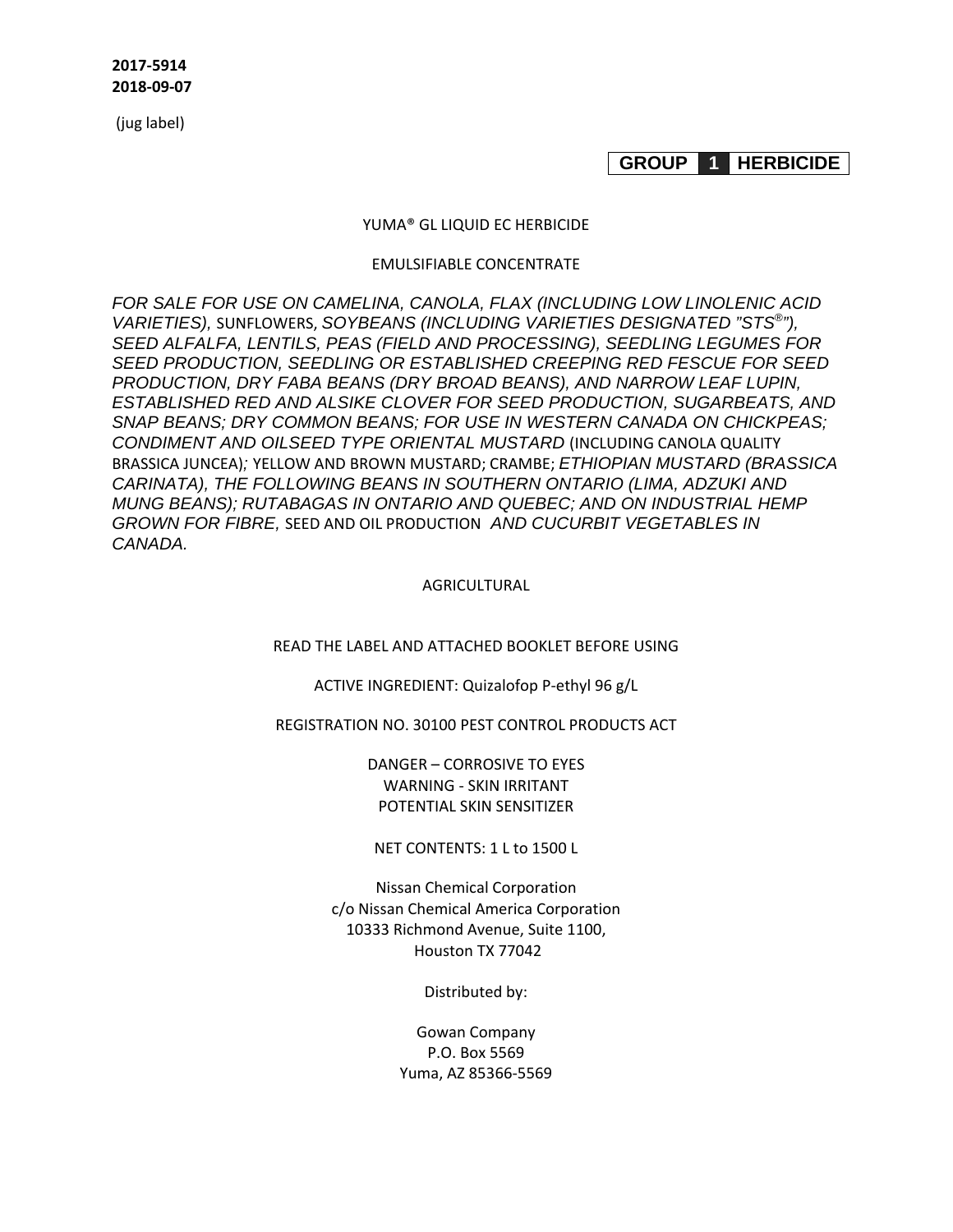**2017-5914**
**2018-09-07**

(jug label)

**GROUP 1 HERBICIDE**

YUMA® GL LIQUID EC HERBICIDE

EMULSIFIABLE CONCENTRATE

*FOR SALE FOR USE ON CAMELINA, CANOLA, FLAX (INCLUDING LOW LINOLENIC ACID VARIETIES),* SUNFLOWERS, *SOYBEANS (INCLUDING VARIETIES DESIGNATED "STS®"), SEED ALFALFA, LENTILS, PEAS (FIELD AND PROCESSING), SEEDLING LEGUMES FOR SEED PRODUCTION, SEEDLING OR ESTABLISHED CREEPING RED FESCUE FOR SEED PRODUCTION, DRY FABA BEANS (DRY BROAD BEANS), AND NARROW LEAF LUPIN, ESTABLISHED RED AND ALSIKE CLOVER FOR SEED PRODUCTION, SUGARBEATS, AND SNAP BEANS; DRY COMMON BEANS; FOR USE IN WESTERN CANADA ON CHICKPEAS; CONDIMENT AND OILSEED TYPE ORIENTAL MUSTARD* (INCLUDING CANOLA QUALITY BRASSICA JUNCEA)*;* YELLOW AND BROWN MUSTARD; CRAMBE; *ETHIOPIAN MUSTARD (BRASSICA CARINATA), THE FOLLOWING BEANS IN SOUTHERN ONTARIO (LIMA, ADZUKI AND MUNG BEANS); RUTABAGAS IN ONTARIO AND QUEBEC; AND ON INDUSTRIAL HEMP GROWN FOR FIBRE,* SEED AND OIL PRODUCTION *AND CUCURBIT VEGETABLES IN CANADA.*

AGRICULTURAL

READ THE LABEL AND ATTACHED BOOKLET BEFORE USING

ACTIVE INGREDIENT: Quizalofop P-ethyl 96 g/L

REGISTRATION NO. 30100 PEST CONTROL PRODUCTS ACT

DANGER – CORROSIVE TO EYES
WARNING - SKIN IRRITANT
POTENTIAL SKIN SENSITIZER

NET CONTENTS: 1 L to 1500 L

Nissan Chemical Corporation
c/o Nissan Chemical America Corporation
10333 Richmond Avenue, Suite 1100,
Houston TX 77042

Distributed by:

Gowan Company
P.O. Box 5569
Yuma, AZ 85366-5569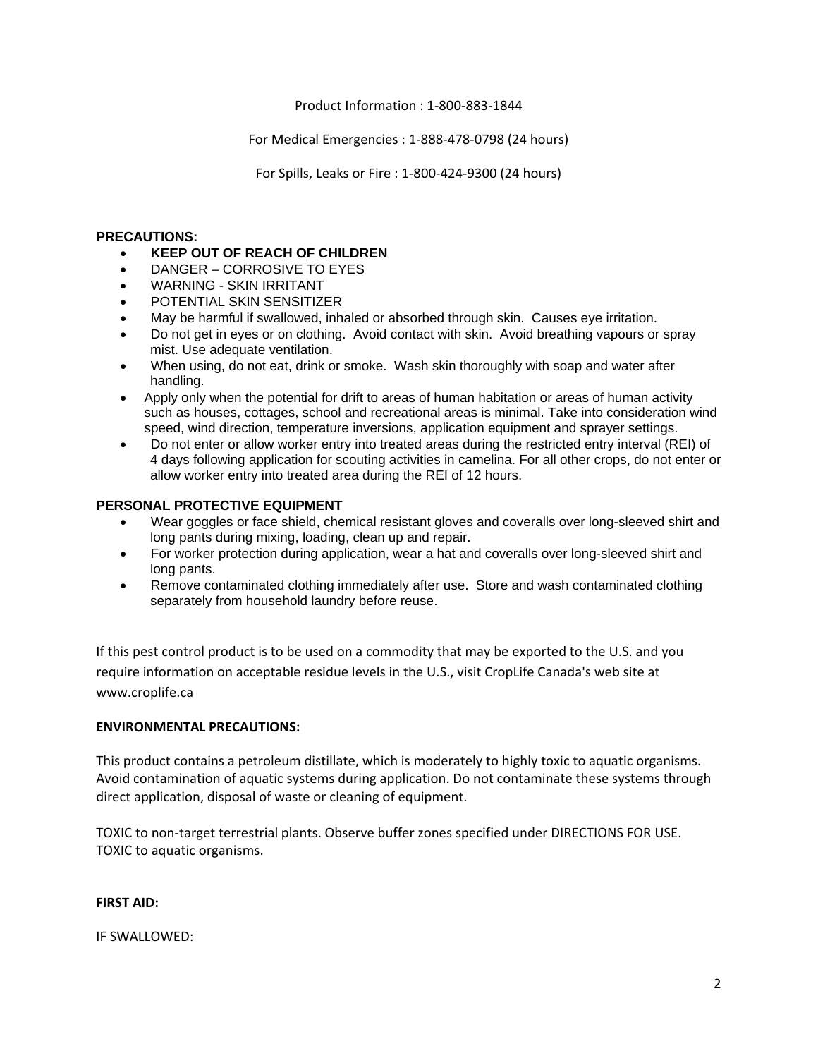Product Information : 1-800-883-1844

For Medical Emergencies : 1-888-478-0798 (24 hours)

For Spills, Leaks or Fire : 1-800-424-9300 (24 hours)

**PRECAUTIONS:**

- **KEEP OUT OF REACH OF CHILDREN**
- DANGER – CORROSIVE TO EYES
- WARNING - SKIN IRRITANT
- POTENTIAL SKIN SENSITIZER
- May be harmful if swallowed, inhaled or absorbed through skin. Causes eye irritation.
- Do not get in eyes or on clothing. Avoid contact with skin. Avoid breathing vapours or spray mist. Use adequate ventilation.
- When using, do not eat, drink or smoke. Wash skin thoroughly with soap and water after handling.
- Apply only when the potential for drift to areas of human habitation or areas of human activity such as houses, cottages, school and recreational areas is minimal. Take into consideration wind speed, wind direction, temperature inversions, application equipment and sprayer settings.
- Do not enter or allow worker entry into treated areas during the restricted entry interval (REI) of 4 days following application for scouting activities in camelina. For all other crops, do not enter or allow worker entry into treated area during the REI of 12 hours.

**PERSONAL PROTECTIVE EQUIPMENT**

- Wear goggles or face shield, chemical resistant gloves and coveralls over long-sleeved shirt and long pants during mixing, loading, clean up and repair.
- For worker protection during application, wear a hat and coveralls over long-sleeved shirt and long pants.
- Remove contaminated clothing immediately after use. Store and wash contaminated clothing separately from household laundry before reuse.

If this pest control product is to be used on a commodity that may be exported to the U.S. and you require information on acceptable residue levels in the U.S., visit CropLife Canada's web site at www.croplife.ca

**ENVIRONMENTAL PRECAUTIONS:**

This product contains a petroleum distillate, which is moderately to highly toxic to aquatic organisms. Avoid contamination of aquatic systems during application. Do not contaminate these systems through direct application, disposal of waste or cleaning of equipment.

TOXIC to non-target terrestrial plants. Observe buffer zones specified under DIRECTIONS FOR USE. TOXIC to aquatic organisms.

**FIRST AID:**

IF SWALLOWED: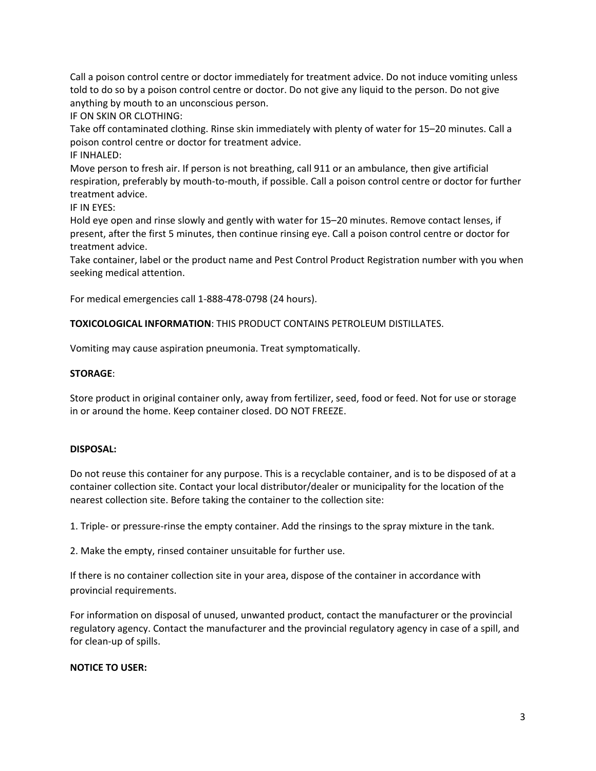Call a poison control centre or doctor immediately for treatment advice. Do not induce vomiting unless told to do so by a poison control centre or doctor. Do not give any liquid to the person. Do not give anything by mouth to an unconscious person.

IF ON SKIN OR CLOTHING:

Take off contaminated clothing. Rinse skin immediately with plenty of water for 15–20 minutes. Call a poison control centre or doctor for treatment advice.

IF INHALED:

Move person to fresh air. If person is not breathing, call 911 or an ambulance, then give artificial respiration, preferably by mouth-to-mouth, if possible. Call a poison control centre or doctor for further treatment advice.

IF IN EYES:

Hold eye open and rinse slowly and gently with water for 15–20 minutes. Remove contact lenses, if present, after the first 5 minutes, then continue rinsing eye. Call a poison control centre or doctor for treatment advice.

Take container, label or the product name and Pest Control Product Registration number with you when seeking medical attention.

For medical emergencies call 1-888-478-0798 (24 hours).

**TOXICOLOGICAL INFORMATION**: THIS PRODUCT CONTAINS PETROLEUM DISTILLATES.

Vomiting may cause aspiration pneumonia. Treat symptomatically.

**STORAGE**:

Store product in original container only, away from fertilizer, seed, food or feed. Not for use or storage in or around the home. Keep container closed. DO NOT FREEZE.

**DISPOSAL:**

Do not reuse this container for any purpose. This is a recyclable container, and is to be disposed of at a container collection site. Contact your local distributor/dealer or municipality for the location of the nearest collection site. Before taking the container to the collection site:

1. Triple- or pressure-rinse the empty container. Add the rinsings to the spray mixture in the tank.

2. Make the empty, rinsed container unsuitable for further use.

If there is no container collection site in your area, dispose of the container in accordance with provincial requirements.

For information on disposal of unused, unwanted product, contact the manufacturer or the provincial regulatory agency. Contact the manufacturer and the provincial regulatory agency in case of a spill, and for clean-up of spills.

**NOTICE TO USER:**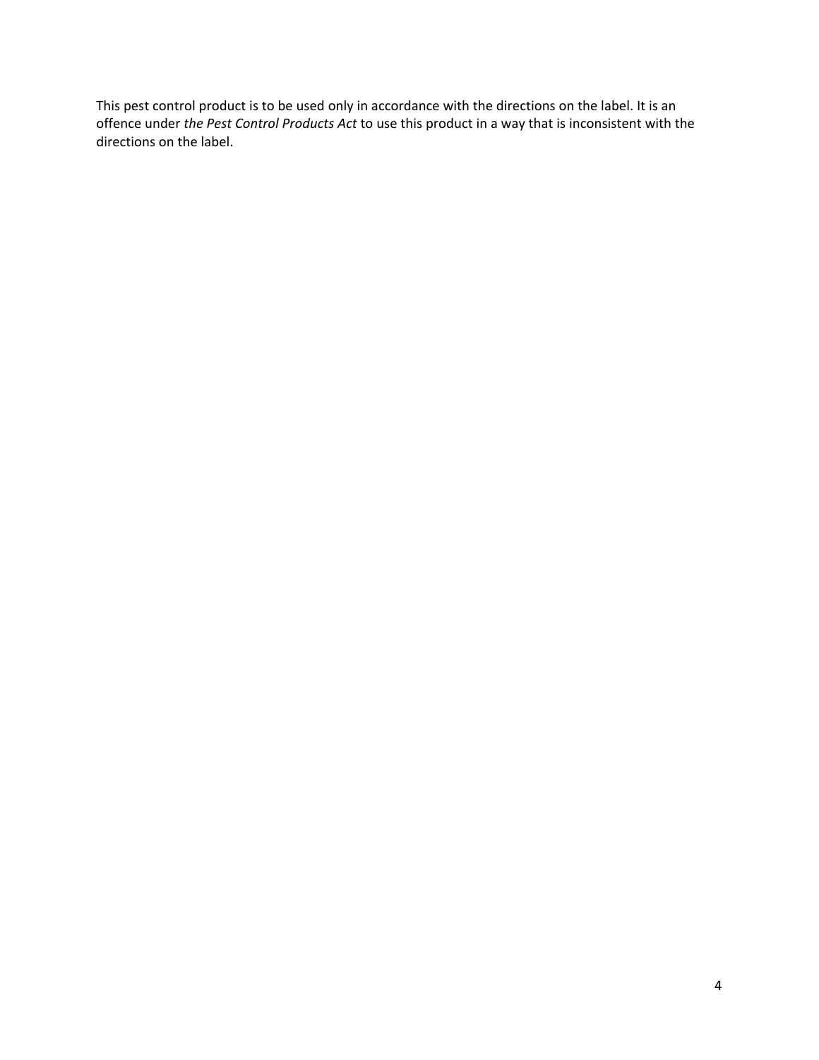This pest control product is to be used only in accordance with the directions on the label. It is an offence under *the Pest Control Products Act* to use this product in a way that is inconsistent with the directions on the label.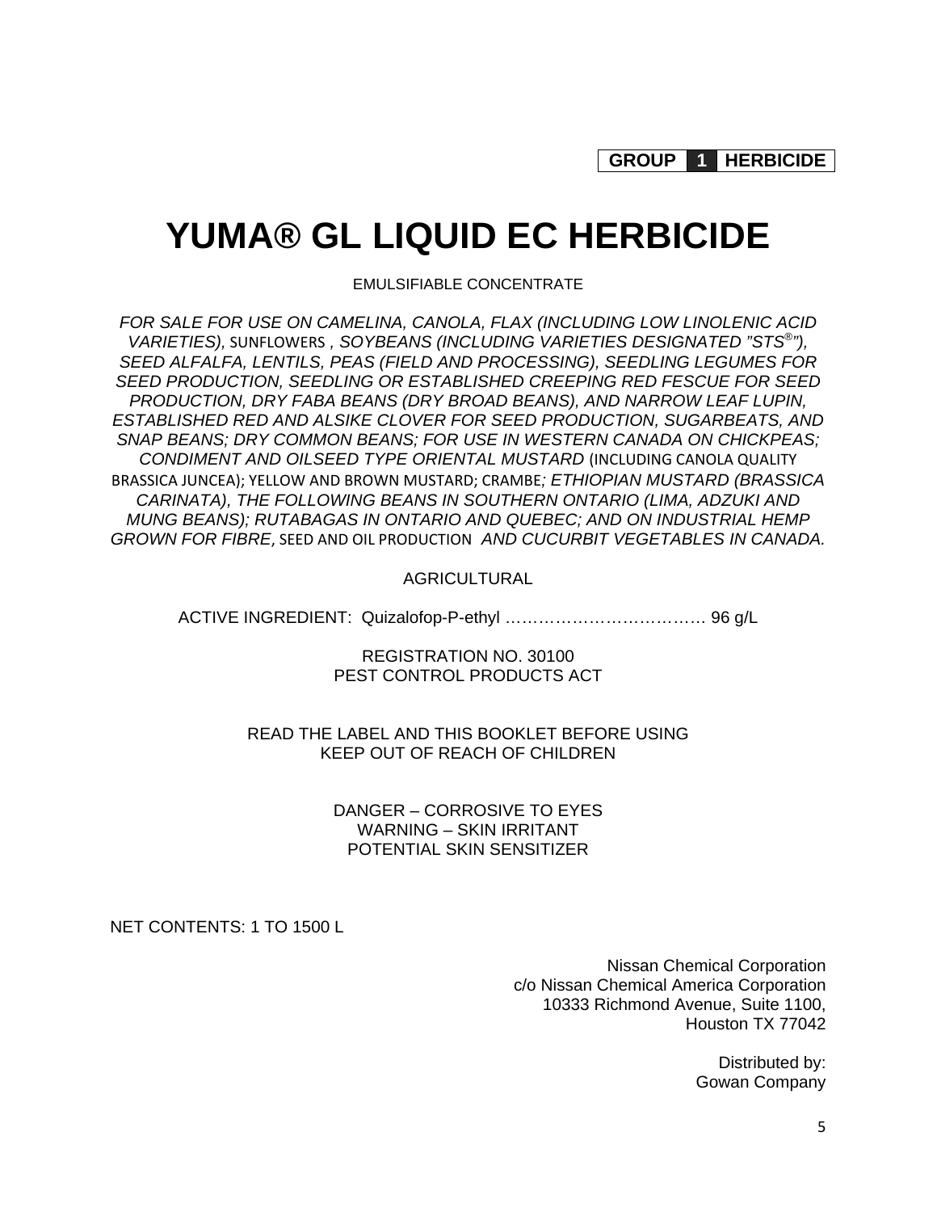**GROUP 1 HERBICIDE**

# YUMA® GL LIQUID EC HERBICIDE

EMULSIFIABLE CONCENTRATE

*FOR SALE FOR USE ON CAMELINA, CANOLA, FLAX (INCLUDING LOW LINOLENIC ACID VARIETIES),* SUNFLOWERS *, SOYBEANS (INCLUDING VARIETIES DESIGNATED "STS®"), SEED ALFALFA, LENTILS, PEAS (FIELD AND PROCESSING), SEEDLING LEGUMES FOR SEED PRODUCTION, SEEDLING OR ESTABLISHED CREEPING RED FESCUE FOR SEED PRODUCTION, DRY FABA BEANS (DRY BROAD BEANS), AND NARROW LEAF LUPIN, ESTABLISHED RED AND ALSIKE CLOVER FOR SEED PRODUCTION, SUGARBEATS, AND SNAP BEANS; DRY COMMON BEANS; FOR USE IN WESTERN CANADA ON CHICKPEAS; CONDIMENT AND OILSEED TYPE ORIENTAL MUSTARD* (INCLUDING CANOLA QUALITY BRASSICA JUNCEA); YELLOW AND BROWN MUSTARD; CRAMBE*; ETHIOPIAN MUSTARD (BRASSICA CARINATA), THE FOLLOWING BEANS IN SOUTHERN ONTARIO (LIMA, ADZUKI AND MUNG BEANS); RUTABAGAS IN ONTARIO AND QUEBEC; AND ON INDUSTRIAL HEMP GROWN FOR FIBRE,* SEED AND OIL PRODUCTION *AND CUCURBIT VEGETABLES IN CANADA.*

AGRICULTURAL

ACTIVE INGREDIENT: Quizalofop-P-ethyl ………………………………. 96 g/L

REGISTRATION NO. 30100
PEST CONTROL PRODUCTS ACT

READ THE LABEL AND THIS BOOKLET BEFORE USING
KEEP OUT OF REACH OF CHILDREN

DANGER – CORROSIVE TO EYES
WARNING – SKIN IRRITANT
POTENTIAL SKIN SENSITIZER

NET CONTENTS: 1 TO 1500 L

Nissan Chemical Corporation
c/o Nissan Chemical America Corporation
10333 Richmond Avenue, Suite 1100,
Houston TX 77042

Distributed by:
Gowan Company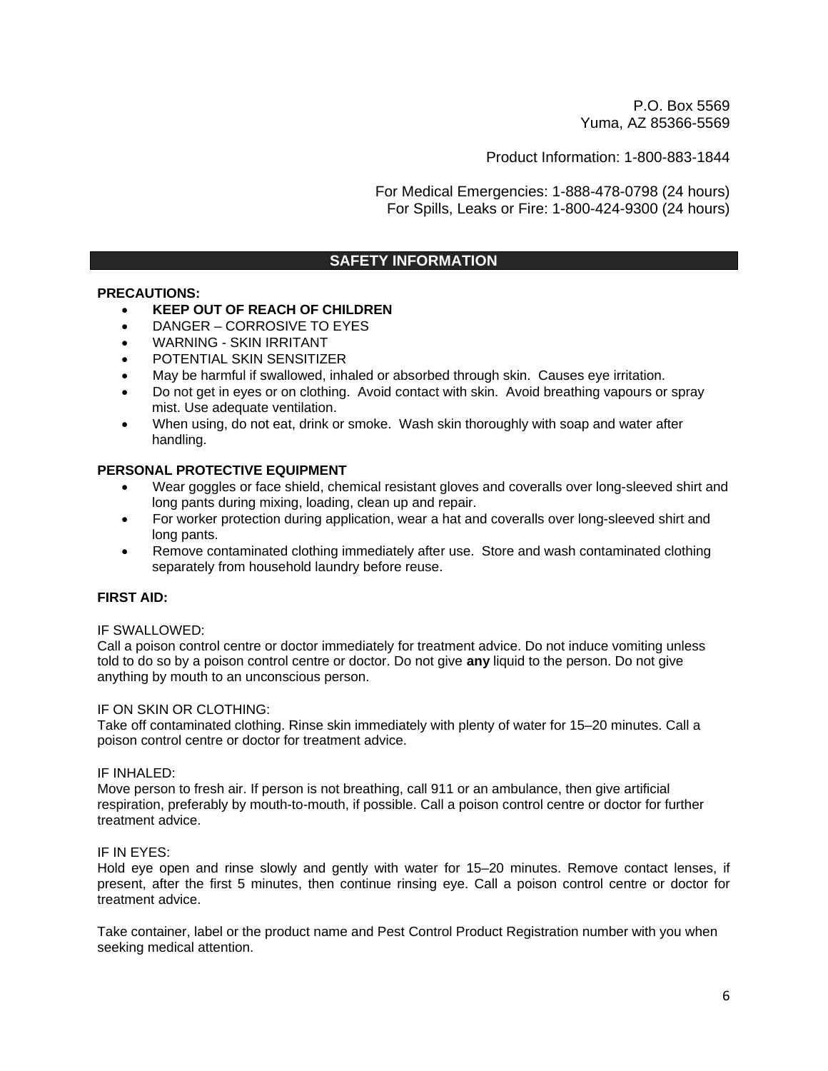P.O. Box 5569
Yuma, AZ 85366-5569

Product Information: 1-800-883-1844

For Medical Emergencies: 1-888-478-0798 (24 hours)
For Spills, Leaks or Fire: 1-800-424-9300 (24 hours)

## SAFETY INFORMATION

**PRECAUTIONS:**

- **KEEP OUT OF REACH OF CHILDREN**
- DANGER – CORROSIVE TO EYES
- WARNING - SKIN IRRITANT
- POTENTIAL SKIN SENSITIZER
- May be harmful if swallowed, inhaled or absorbed through skin. Causes eye irritation.
- Do not get in eyes or on clothing. Avoid contact with skin. Avoid breathing vapours or spray mist. Use adequate ventilation.
- When using, do not eat, drink or smoke. Wash skin thoroughly with soap and water after handling.

**PERSONAL PROTECTIVE EQUIPMENT**

- Wear goggles or face shield, chemical resistant gloves and coveralls over long-sleeved shirt and long pants during mixing, loading, clean up and repair.
- For worker protection during application, wear a hat and coveralls over long-sleeved shirt and long pants.
- Remove contaminated clothing immediately after use. Store and wash contaminated clothing separately from household laundry before reuse.

**FIRST AID:**

IF SWALLOWED:
Call a poison control centre or doctor immediately for treatment advice. Do not induce vomiting unless told to do so by a poison control centre or doctor. Do not give **any** liquid to the person. Do not give anything by mouth to an unconscious person.

IF ON SKIN OR CLOTHING:
Take off contaminated clothing. Rinse skin immediately with plenty of water for 15–20 minutes. Call a poison control centre or doctor for treatment advice.

IF INHALED:
Move person to fresh air. If person is not breathing, call 911 or an ambulance, then give artificial respiration, preferably by mouth-to-mouth, if possible. Call a poison control centre or doctor for further treatment advice.

IF IN EYES:
Hold eye open and rinse slowly and gently with water for 15–20 minutes. Remove contact lenses, if present, after the first 5 minutes, then continue rinsing eye. Call a poison control centre or doctor for treatment advice.

Take container, label or the product name and Pest Control Product Registration number with you when seeking medical attention.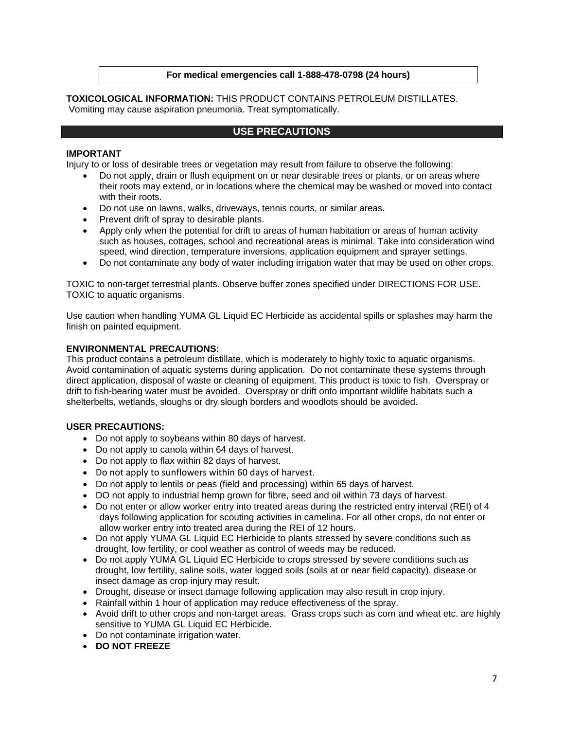**For medical emergencies call 1-888-478-0798 (24 hours)**

**TOXICOLOGICAL INFORMATION:** THIS PRODUCT CONTAINS PETROLEUM DISTILLATES. Vomiting may cause aspiration pneumonia. Treat symptomatically.

## USE PRECAUTIONS

**IMPORTANT**

Injury to or loss of desirable trees or vegetation may result from failure to observe the following:

- Do not apply, drain or flush equipment on or near desirable trees or plants, or on areas where their roots may extend, or in locations where the chemical may be washed or moved into contact with their roots.
- Do not use on lawns, walks, driveways, tennis courts, or similar areas.
- Prevent drift of spray to desirable plants.
- Apply only when the potential for drift to areas of human habitation or areas of human activity such as houses, cottages, school and recreational areas is minimal. Take into consideration wind speed, wind direction, temperature inversions, application equipment and sprayer settings.
- Do not contaminate any body of water including irrigation water that may be used on other crops.

TOXIC to non-target terrestrial plants. Observe buffer zones specified under DIRECTIONS FOR USE. TOXIC to aquatic organisms.

Use caution when handling YUMA GL Liquid EC Herbicide as accidental spills or splashes may harm the finish on painted equipment.

**ENVIRONMENTAL PRECAUTIONS:**

This product contains a petroleum distillate, which is moderately to highly toxic to aquatic organisms. Avoid contamination of aquatic systems during application. Do not contaminate these systems through direct application, disposal of waste or cleaning of equipment. This product is toxic to fish. Overspray or drift to fish-bearing water must be avoided. Overspray or drift onto important wildlife habitats such a shelterbelts, wetlands, sloughs or dry slough borders and woodlots should be avoided.

**USER PRECAUTIONS:**

- Do not apply to soybeans within 80 days of harvest.
- Do not apply to canola within 64 days of harvest.
- Do not apply to flax within 82 days of harvest.
- Do not apply to sunflowers within 60 days of harvest.
- Do not apply to lentils or peas (field and processing) within 65 days of harvest.
- DO not apply to industrial hemp grown for fibre, seed and oil within 73 days of harvest.
- Do not enter or allow worker entry into treated areas during the restricted entry interval (REI) of 4 days following application for scouting activities in camelina. For all other crops, do not enter or allow worker entry into treated area during the REI of 12 hours.
- Do not apply YUMA GL Liquid EC Herbicide to plants stressed by severe conditions such as drought, low fertility, or cool weather as control of weeds may be reduced.
- Do not apply YUMA GL Liquid EC Herbicide to crops stressed by severe conditions such as drought, low fertility, saline soils, water logged soils (soils at or near field capacity), disease or insect damage as crop injury may result.
- Drought, disease or insect damage following application may also result in crop injury.
- Rainfall within 1 hour of application may reduce effectiveness of the spray.
- Avoid drift to other crops and non-target areas. Grass crops such as corn and wheat etc. are highly sensitive to YUMA GL Liquid EC Herbicide.
- Do not contaminate irrigation water.
- **DO NOT FREEZE**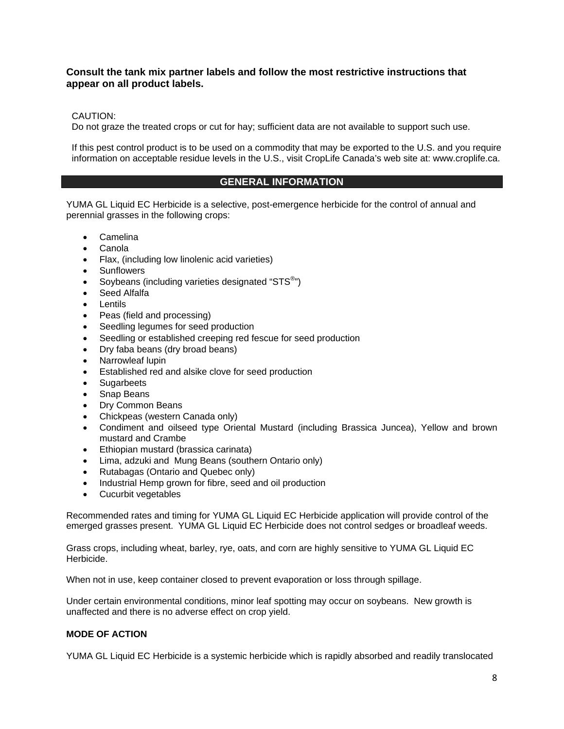**Consult the tank mix partner labels and follow the most restrictive instructions that appear on all product labels.**

CAUTION:
Do not graze the treated crops or cut for hay; sufficient data are not available to support such use.

If this pest control product is to be used on a commodity that may be exported to the U.S. and you require information on acceptable residue levels in the U.S., visit CropLife Canada's web site at: www.croplife.ca.

## GENERAL INFORMATION

YUMA GL Liquid EC Herbicide is a selective, post-emergence herbicide for the control of annual and perennial grasses in the following crops:

- Camelina
- Canola
- Flax, (including low linolenic acid varieties)
- Sunflowers
- Soybeans (including varieties designated "STS®")
- Seed Alfalfa
- Lentils
- Peas (field and processing)
- Seedling legumes for seed production
- Seedling or established creeping red fescue for seed production
- Dry faba beans (dry broad beans)
- Narrowleaf lupin
- Established red and alsike clove for seed production
- Sugarbeets
- Snap Beans
- Dry Common Beans
- Chickpeas (western Canada only)
- Condiment and oilseed type Oriental Mustard (including Brassica Juncea), Yellow and brown mustard and Crambe
- Ethiopian mustard (brassica carinata)
- Lima, adzuki and Mung Beans (southern Ontario only)
- Rutabagas (Ontario and Quebec only)
- Industrial Hemp grown for fibre, seed and oil production
- Cucurbit vegetables

Recommended rates and timing for YUMA GL Liquid EC Herbicide application will provide control of the emerged grasses present. YUMA GL Liquid EC Herbicide does not control sedges or broadleaf weeds.

Grass crops, including wheat, barley, rye, oats, and corn are highly sensitive to YUMA GL Liquid EC Herbicide.

When not in use, keep container closed to prevent evaporation or loss through spillage.

Under certain environmental conditions, minor leaf spotting may occur on soybeans. New growth is unaffected and there is no adverse effect on crop yield.

### MODE OF ACTION

YUMA GL Liquid EC Herbicide is a systemic herbicide which is rapidly absorbed and readily translocated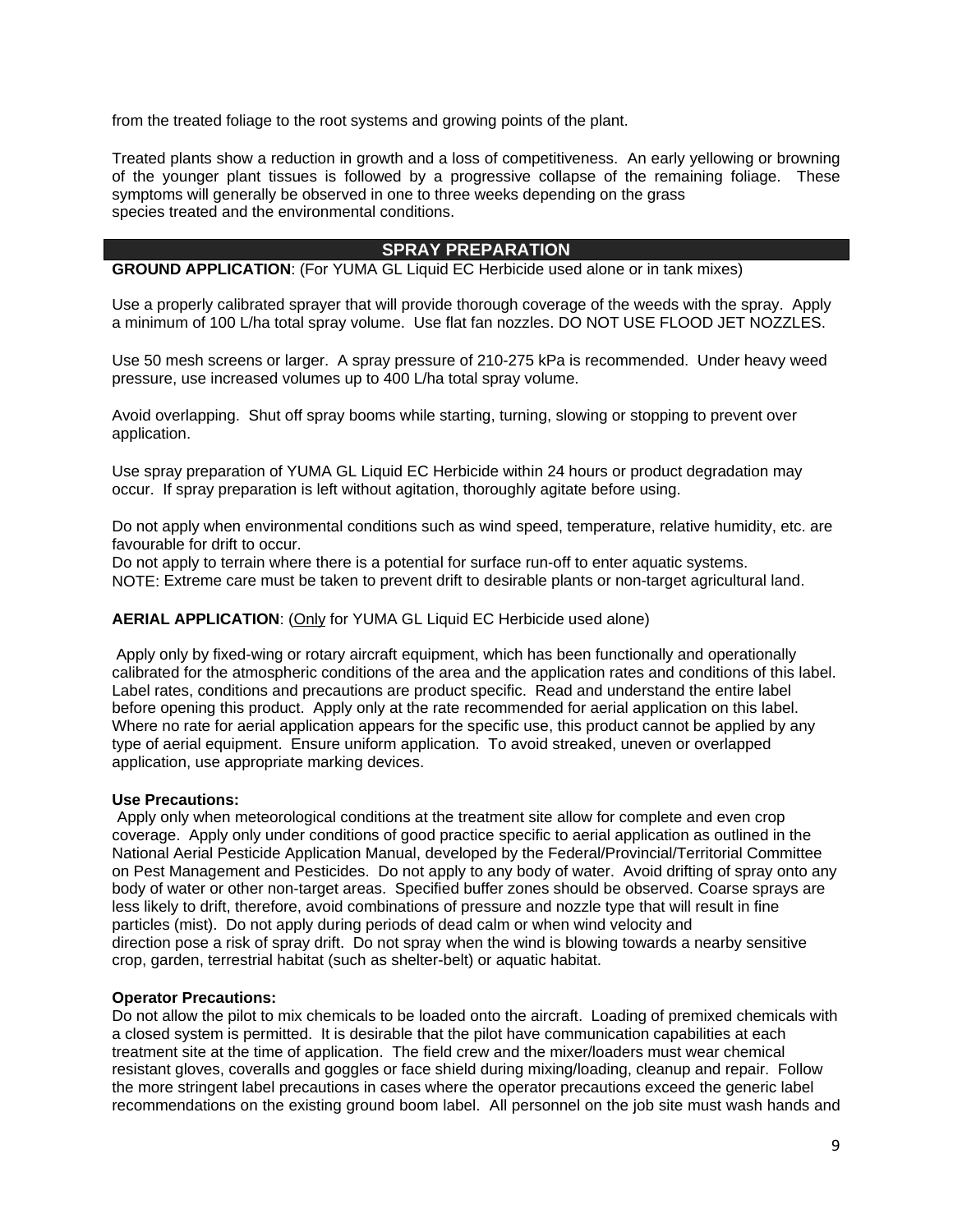from the treated foliage to the root systems and growing points of the plant.

Treated plants show a reduction in growth and a loss of competitiveness. An early yellowing or browning of the younger plant tissues is followed by a progressive collapse of the remaining foliage. These symptoms will generally be observed in one to three weeks depending on the grass species treated and the environmental conditions.

## SPRAY PREPARATION

**GROUND APPLICATION**: (For YUMA GL Liquid EC Herbicide used alone or in tank mixes)

Use a properly calibrated sprayer that will provide thorough coverage of the weeds with the spray. Apply a minimum of 100 L/ha total spray volume. Use flat fan nozzles. DO NOT USE FLOOD JET NOZZLES.

Use 50 mesh screens or larger. A spray pressure of 210-275 kPa is recommended. Under heavy weed pressure, use increased volumes up to 400 L/ha total spray volume.

Avoid overlapping. Shut off spray booms while starting, turning, slowing or stopping to prevent over application.

Use spray preparation of YUMA GL Liquid EC Herbicide within 24 hours or product degradation may occur. If spray preparation is left without agitation, thoroughly agitate before using.

Do not apply when environmental conditions such as wind speed, temperature, relative humidity, etc. are favourable for drift to occur.
Do not apply to terrain where there is a potential for surface run-off to enter aquatic systems.
NOTE: Extreme care must be taken to prevent drift to desirable plants or non-target agricultural land.

**AERIAL APPLICATION**: (<u>Only</u> for YUMA GL Liquid EC Herbicide used alone)

Apply only by fixed-wing or rotary aircraft equipment, which has been functionally and operationally calibrated for the atmospheric conditions of the area and the application rates and conditions of this label. Label rates, conditions and precautions are product specific. Read and understand the entire label before opening this product. Apply only at the rate recommended for aerial application on this label. Where no rate for aerial application appears for the specific use, this product cannot be applied by any type of aerial equipment. Ensure uniform application. To avoid streaked, uneven or overlapped application, use appropriate marking devices.

**Use Precautions:**
Apply only when meteorological conditions at the treatment site allow for complete and even crop coverage. Apply only under conditions of good practice specific to aerial application as outlined in the National Aerial Pesticide Application Manual, developed by the Federal/Provincial/Territorial Committee on Pest Management and Pesticides. Do not apply to any body of water. Avoid drifting of spray onto any body of water or other non-target areas. Specified buffer zones should be observed. Coarse sprays are less likely to drift, therefore, avoid combinations of pressure and nozzle type that will result in fine particles (mist). Do not apply during periods of dead calm or when wind velocity and direction pose a risk of spray drift. Do not spray when the wind is blowing towards a nearby sensitive crop, garden, terrestrial habitat (such as shelter-belt) or aquatic habitat.

**Operator Precautions:**
Do not allow the pilot to mix chemicals to be loaded onto the aircraft. Loading of premixed chemicals with a closed system is permitted. It is desirable that the pilot have communication capabilities at each treatment site at the time of application. The field crew and the mixer/loaders must wear chemical resistant gloves, coveralls and goggles or face shield during mixing/loading, cleanup and repair. Follow the more stringent label precautions in cases where the operator precautions exceed the generic label recommendations on the existing ground boom label. All personnel on the job site must wash hands and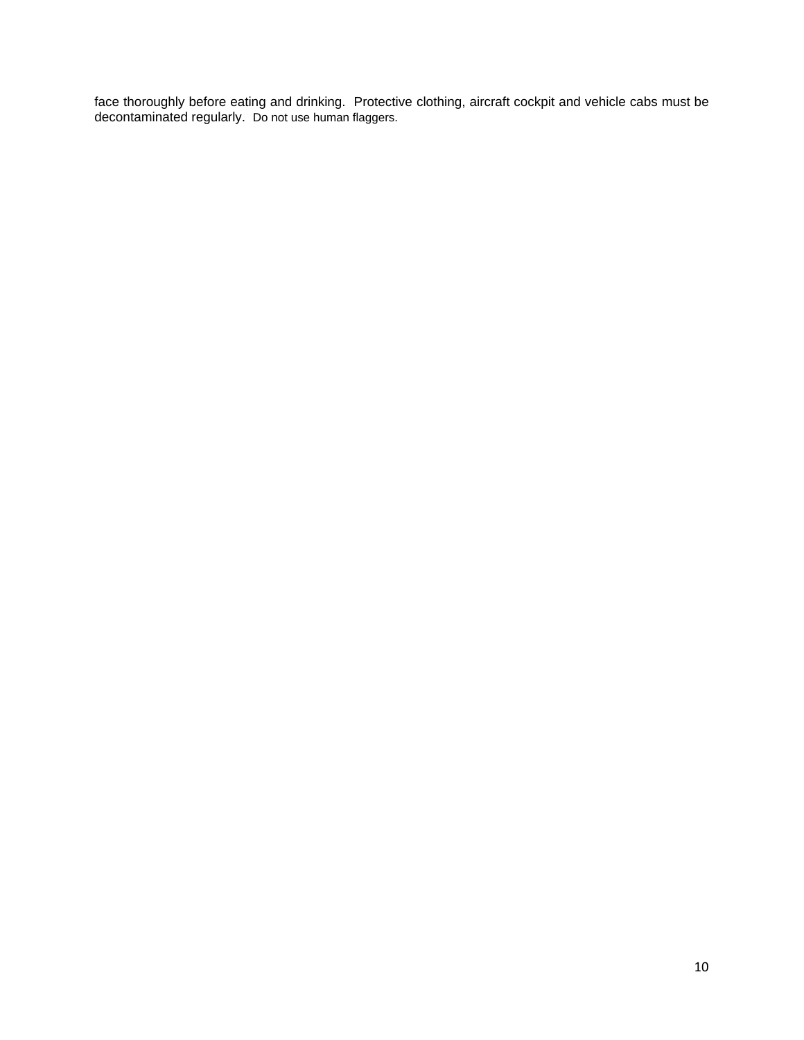face thoroughly before eating and drinking. Protective clothing, aircraft cockpit and vehicle cabs must be decontaminated regularly. Do not use human flaggers.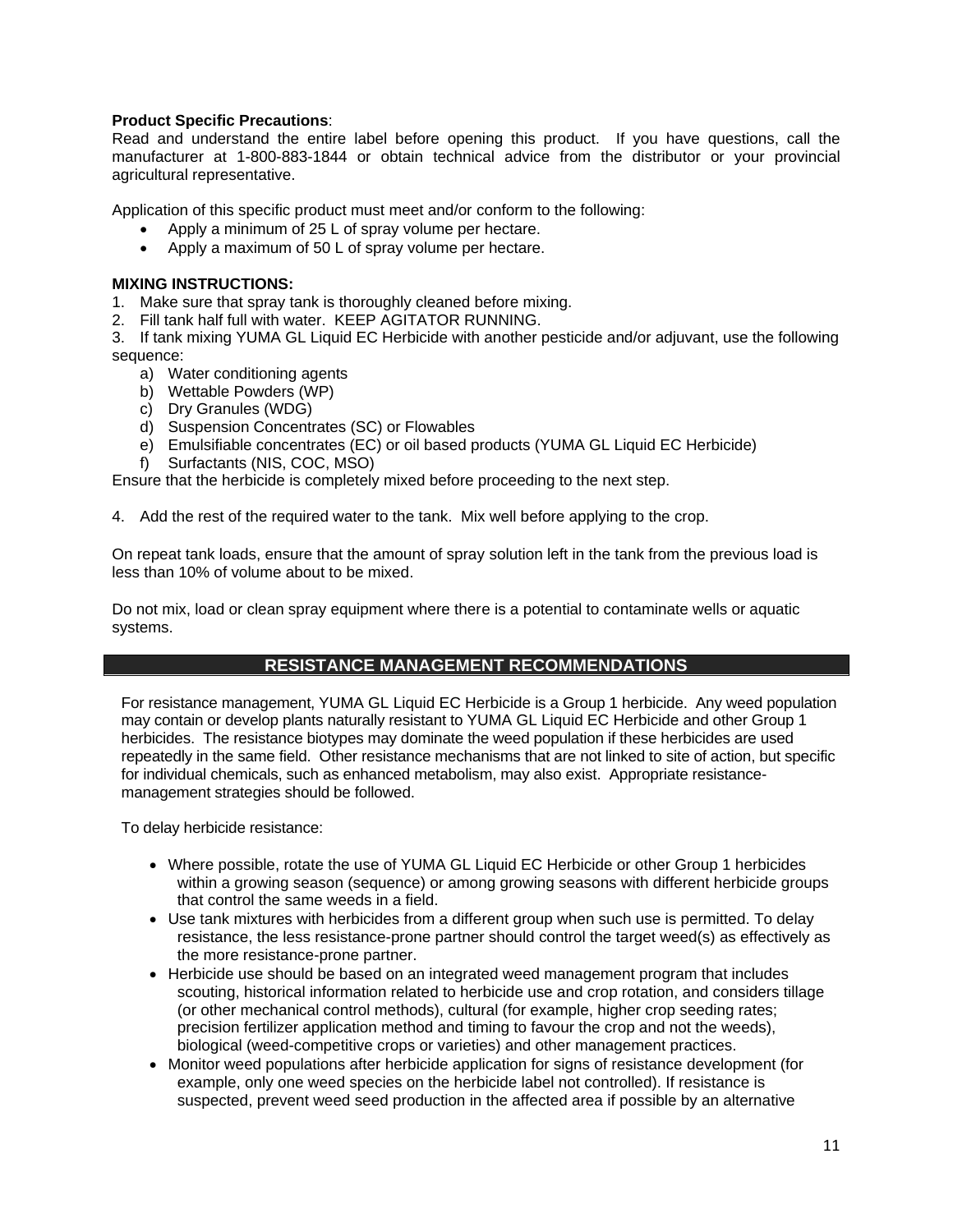**Product Specific Precautions**:
Read and understand the entire label before opening this product. If you have questions, call the manufacturer at 1-800-883-1844 or obtain technical advice from the distributor or your provincial agricultural representative.

Application of this specific product must meet and/or conform to the following:

- Apply a minimum of 25 L of spray volume per hectare.
- Apply a maximum of 50 L of spray volume per hectare.

**MIXING INSTRUCTIONS:**

1. Make sure that spray tank is thoroughly cleaned before mixing.
2. Fill tank half full with water. KEEP AGITATOR RUNNING.
3. If tank mixing YUMA GL Liquid EC Herbicide with another pesticide and/or adjuvant, use the following sequence:
    a) Water conditioning agents
    b) Wettable Powders (WP)
    c) Dry Granules (WDG)
    d) Suspension Concentrates (SC) or Flowables
    e) Emulsifiable concentrates (EC) or oil based products (YUMA GL Liquid EC Herbicide)
    f) Surfactants (NIS, COC, MSO)

Ensure that the herbicide is completely mixed before proceeding to the next step.

4. Add the rest of the required water to the tank. Mix well before applying to the crop.

On repeat tank loads, ensure that the amount of spray solution left in the tank from the previous load is less than 10% of volume about to be mixed.

Do not mix, load or clean spray equipment where there is a potential to contaminate wells or aquatic systems.

## RESISTANCE MANAGEMENT RECOMMENDATIONS

For resistance management, YUMA GL Liquid EC Herbicide is a Group 1 herbicide. Any weed population may contain or develop plants naturally resistant to YUMA GL Liquid EC Herbicide and other Group 1 herbicides. The resistance biotypes may dominate the weed population if these herbicides are used repeatedly in the same field. Other resistance mechanisms that are not linked to site of action, but specific for individual chemicals, such as enhanced metabolism, may also exist. Appropriate resistance-management strategies should be followed.

To delay herbicide resistance:

- Where possible, rotate the use of YUMA GL Liquid EC Herbicide or other Group 1 herbicides within a growing season (sequence) or among growing seasons with different herbicide groups that control the same weeds in a field.
- Use tank mixtures with herbicides from a different group when such use is permitted. To delay resistance, the less resistance-prone partner should control the target weed(s) as effectively as the more resistance-prone partner.
- Herbicide use should be based on an integrated weed management program that includes scouting, historical information related to herbicide use and crop rotation, and considers tillage (or other mechanical control methods), cultural (for example, higher crop seeding rates; precision fertilizer application method and timing to favour the crop and not the weeds), biological (weed-competitive crops or varieties) and other management practices.
- Monitor weed populations after herbicide application for signs of resistance development (for example, only one weed species on the herbicide label not controlled). If resistance is suspected, prevent weed seed production in the affected area if possible by an alternative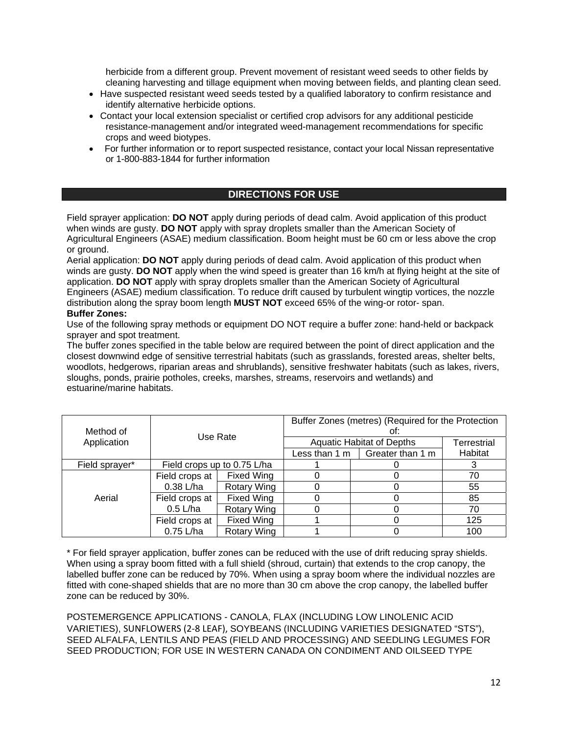herbicide from a different group. Prevent movement of resistant weed seeds to other fields by cleaning harvesting and tillage equipment when moving between fields, and planting clean seed.

- Have suspected resistant weed seeds tested by a qualified laboratory to confirm resistance and identify alternative herbicide options.
- Contact your local extension specialist or certified crop advisors for any additional pesticide resistance-management and/or integrated weed-management recommendations for specific crops and weed biotypes.
- For further information or to report suspected resistance, contact your local Nissan representative or 1-800-883-1844 for further information

## DIRECTIONS FOR USE

Field sprayer application: **DO NOT** apply during periods of dead calm. Avoid application of this product when winds are gusty. **DO NOT** apply with spray droplets smaller than the American Society of Agricultural Engineers (ASAE) medium classification. Boom height must be 60 cm or less above the crop or ground.

Aerial application: **DO NOT** apply during periods of dead calm. Avoid application of this product when winds are gusty. **DO NOT** apply when the wind speed is greater than 16 km/h at flying height at the site of application. **DO NOT** apply with spray droplets smaller than the American Society of Agricultural Engineers (ASAE) medium classification. To reduce drift caused by turbulent wingtip vortices, the nozzle distribution along the spray boom length **MUST NOT** exceed 65% of the wing-or rotor- span.

**Buffer Zones:**

Use of the following spray methods or equipment DO NOT require a buffer zone: hand-held or backpack sprayer and spot treatment.

The buffer zones specified in the table below are required between the point of direct application and the closest downwind edge of sensitive terrestrial habitats (such as grasslands, forested areas, shelter belts, woodlots, hedgerows, riparian areas and shrublands), sensitive freshwater habitats (such as lakes, rivers, sloughs, ponds, prairie potholes, creeks, marshes, streams, reservoirs and wetlands) and estuarine/marine habitats.

| Method of Application | Use Rate | | Buffer Zones (metres) (Required for the Protection of: | | |
|---|---|---|---|---|---|
| | | | Aquatic Habitat of Depths | | Terrestrial Habitat |
| | | | Less than 1 m | Greater than 1 m | |
| Field sprayer* | Field crops up to 0.75 L/ha | | 1 | 0 | 3 |
| Aerial | Field crops at 0.38 L/ha | Fixed Wing | 0 | 0 | 70 |
| | | Rotary Wing | 0 | 0 | 55 |
| | Field crops at 0.5 L/ha | Fixed Wing | 0 | 0 | 85 |
| | | Rotary Wing | 0 | 0 | 70 |
| | Field crops at 0.75 L/ha | Fixed Wing | 1 | 0 | 125 |
| | | Rotary Wing | 1 | 0 | 100 |

* For field sprayer application, buffer zones can be reduced with the use of drift reducing spray shields. When using a spray boom fitted with a full shield (shroud, curtain) that extends to the crop canopy, the labelled buffer zone can be reduced by 70%. When using a spray boom where the individual nozzles are fitted with cone-shaped shields that are no more than 30 cm above the crop canopy, the labelled buffer zone can be reduced by 30%.

POSTEMERGENCE APPLICATIONS - CANOLA, FLAX (INCLUDING LOW LINOLENIC ACID VARIETIES), SUNFLOWERS (2-8 LEAF), SOYBEANS (INCLUDING VARIETIES DESIGNATED "STS"), SEED ALFALFA, LENTILS AND PEAS (FIELD AND PROCESSING) AND SEEDLING LEGUMES FOR SEED PRODUCTION; FOR USE IN WESTERN CANADA ON CONDIMENT AND OILSEED TYPE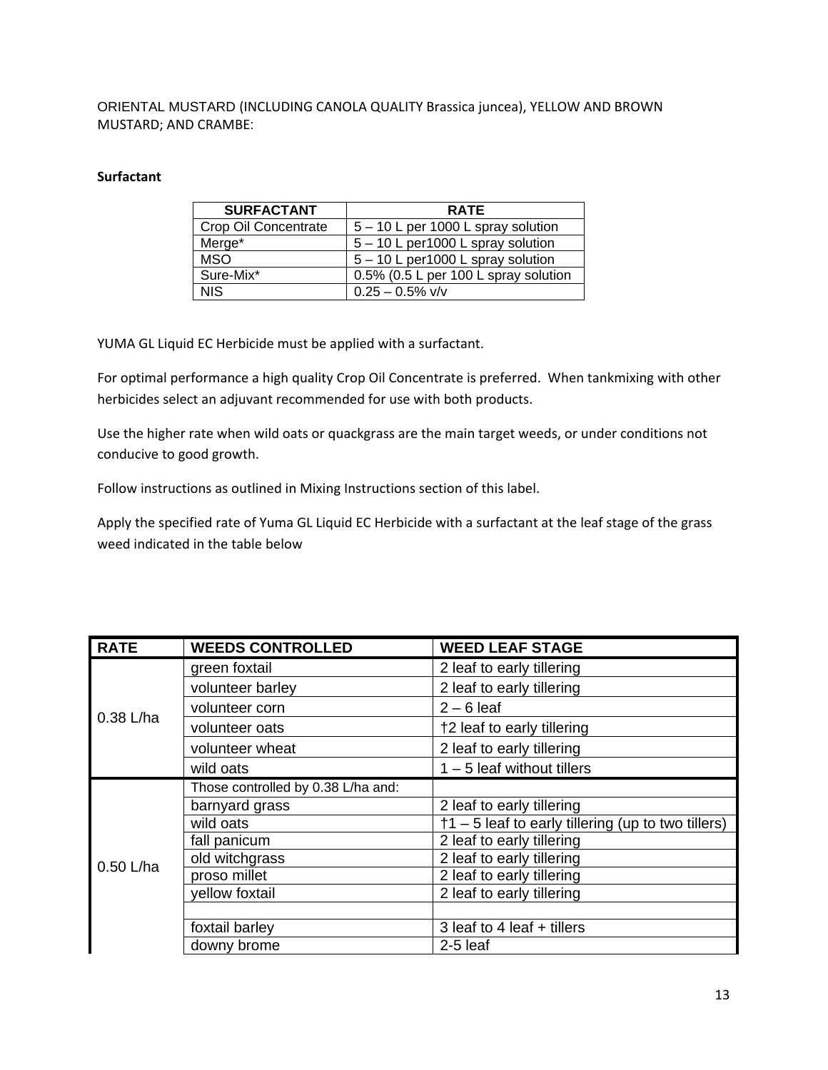ORIENTAL MUSTARD (INCLUDING CANOLA QUALITY Brassica juncea), YELLOW AND BROWN MUSTARD; AND CRAMBE:

**Surfactant**

| SURFACTANT | RATE |
|---|---|
| Crop Oil Concentrate | 5 – 10 L per 1000 L spray solution |
| Merge* | 5 – 10 L per1000 L spray solution |
| MSO | 5 – 10 L per1000 L spray solution |
| Sure-Mix* | 0.5% (0.5 L per 100 L spray solution |
| NIS | 0.25 – 0.5% v/v |

YUMA GL Liquid EC Herbicide must be applied with a surfactant.

For optimal performance a high quality Crop Oil Concentrate is preferred. When tankmixing with other herbicides select an adjuvant recommended for use with both products.

Use the higher rate when wild oats or quackgrass are the main target weeds, or under conditions not conducive to good growth.

Follow instructions as outlined in Mixing Instructions section of this label.

Apply the specified rate of Yuma GL Liquid EC Herbicide with a surfactant at the leaf stage of the grass weed indicated in the table below

| RATE | WEEDS CONTROLLED | WEED LEAF STAGE |
|---|---|---|
| 0.38 L/ha | green foxtail | 2 leaf to early tillering |
| | volunteer barley | 2 leaf to early tillering |
| | volunteer corn | 2 – 6 leaf |
| | volunteer oats | †2 leaf to early tillering |
| | volunteer wheat | 2 leaf to early tillering |
| | wild oats | 1 – 5 leaf without tillers |
| 0.50 L/ha | Those controlled by 0.38 L/ha and: | |
| | barnyard grass | 2 leaf to early tillering |
| | wild oats | †1 – 5 leaf to early tillering (up to two tillers) |
| | fall panicum | 2 leaf to early tillering |
| | old witchgrass | 2 leaf to early tillering |
| | proso millet | 2 leaf to early tillering |
| | yellow foxtail | 2 leaf to early tillering |
| | | |
| | foxtail barley | 3 leaf to 4 leaf + tillers |
| | downy brome | 2-5 leaf |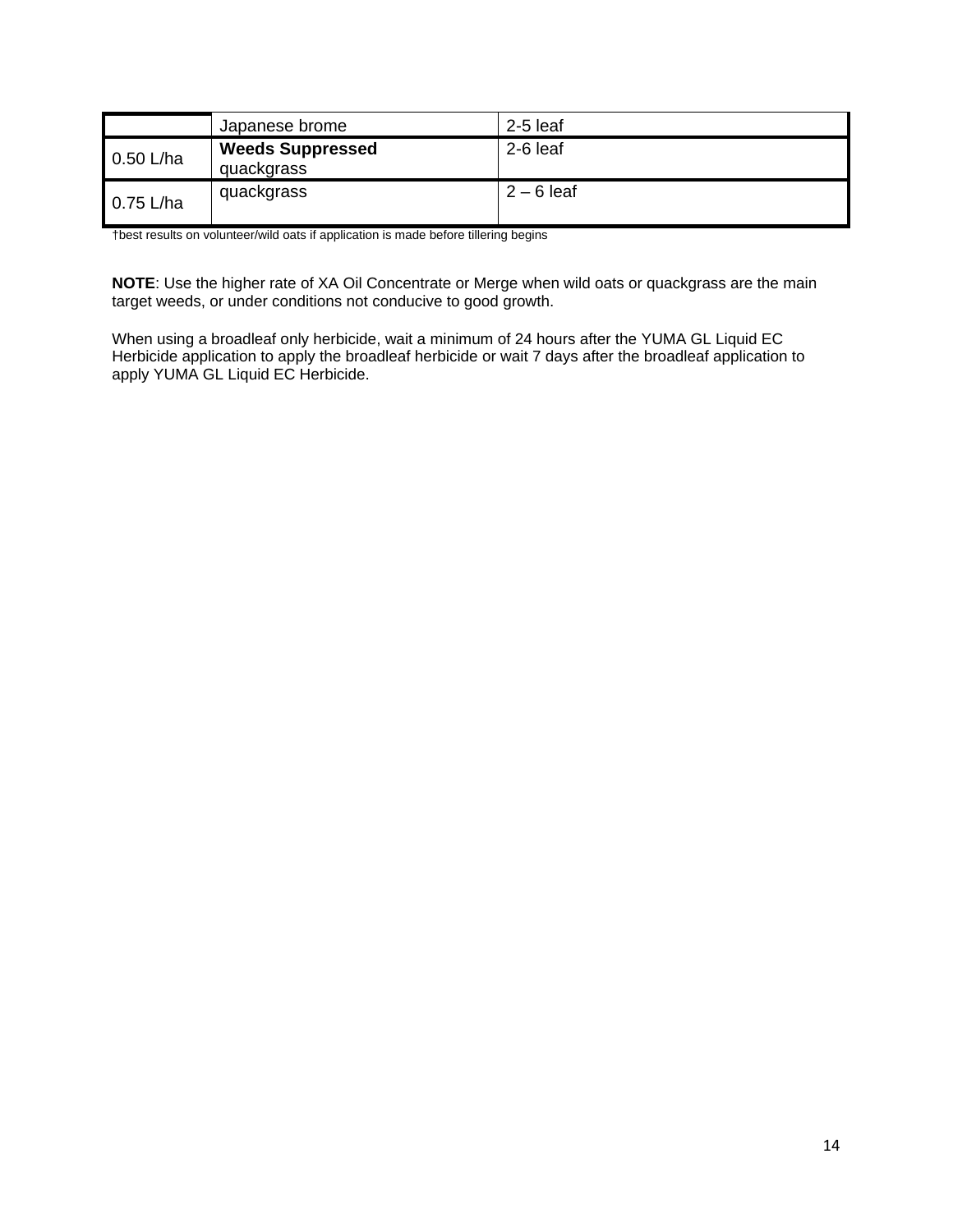| | | |
|---|---|---|
| | Japanese brome | 2-5 leaf |
| 0.50 L/ha | **Weeds Suppressed** quackgrass | 2-6 leaf |
| 0.75 L/ha | quackgrass | 2 – 6 leaf |

†best results on volunteer/wild oats if application is made before tillering begins

**NOTE**: Use the higher rate of XA Oil Concentrate or Merge when wild oats or quackgrass are the main target weeds, or under conditions not conducive to good growth.

When using a broadleaf only herbicide, wait a minimum of 24 hours after the YUMA GL Liquid EC Herbicide application to apply the broadleaf herbicide or wait 7 days after the broadleaf application to apply YUMA GL Liquid EC Herbicide.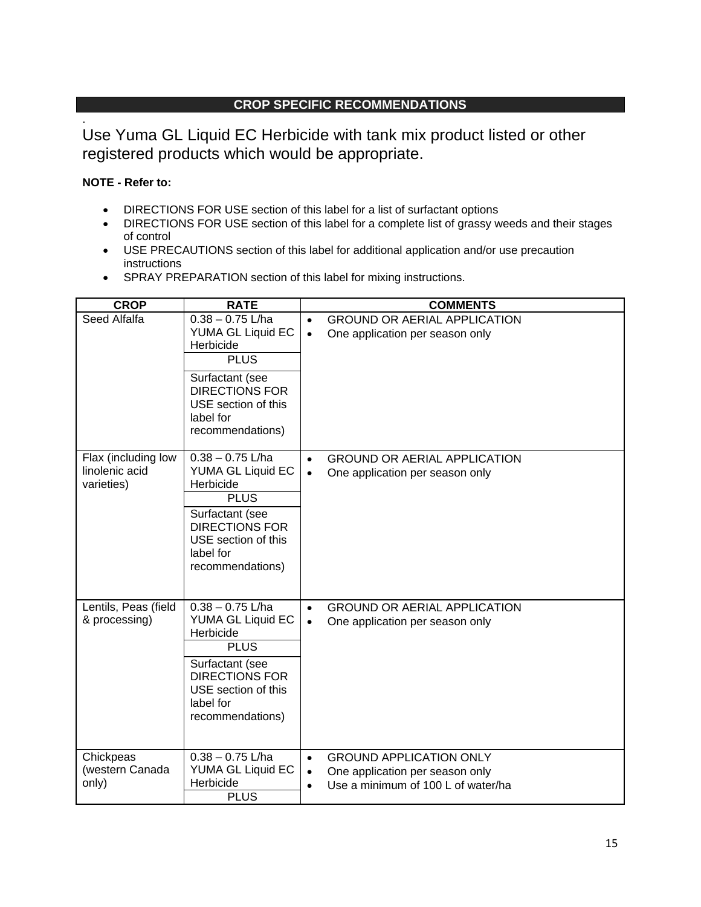## CROP SPECIFIC RECOMMENDATIONS

.

Use Yuma GL Liquid EC Herbicide with tank mix product listed or other registered products which would be appropriate.

**NOTE - Refer to:**

- DIRECTIONS FOR USE section of this label for a list of surfactant options
- DIRECTIONS FOR USE section of this label for a complete list of grassy weeds and their stages of control
- USE PRECAUTIONS section of this label for additional application and/or use precaution instructions
- SPRAY PREPARATION section of this label for mixing instructions.

| CROP | RATE | COMMENTS |
|---|---|---|
| Seed Alfalfa | 0.38 – 0.75 L/ha YUMA GL Liquid EC Herbicide<br>PLUS<br>Surfactant (see DIRECTIONS FOR USE section of this label for recommendations) | • GROUND OR AERIAL APPLICATION<br>• One application per season only |
| Flax (including low linolenic acid varieties) | 0.38 – 0.75 L/ha YUMA GL Liquid EC Herbicide<br>PLUS<br>Surfactant (see DIRECTIONS FOR USE section of this label for recommendations) | • GROUND OR AERIAL APPLICATION<br>• One application per season only |
| Lentils, Peas (field & processing) | 0.38 – 0.75 L/ha YUMA GL Liquid EC Herbicide<br>PLUS<br>Surfactant (see DIRECTIONS FOR USE section of this label for recommendations) | • GROUND OR AERIAL APPLICATION<br>• One application per season only |
| Chickpeas (western Canada only) | 0.38 – 0.75 L/ha YUMA GL Liquid EC Herbicide<br>PLUS | • GROUND APPLICATION ONLY<br>• One application per season only<br>• Use a minimum of 100 L of water/ha |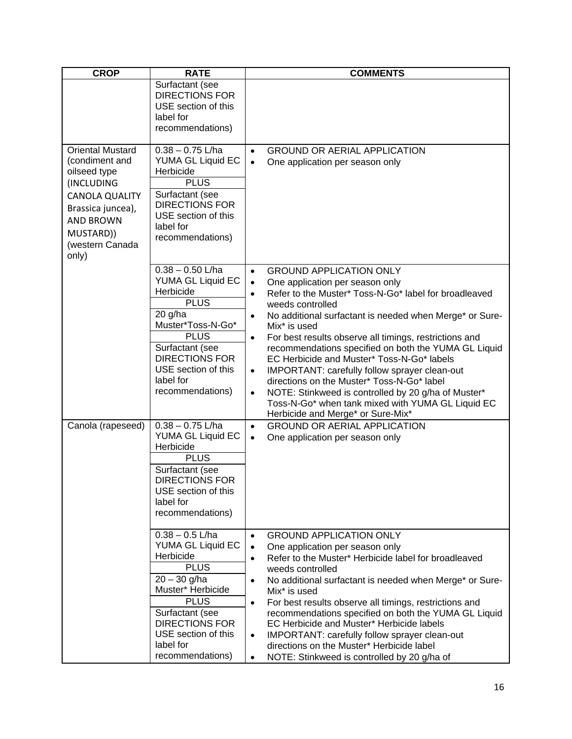| CROP | RATE | COMMENTS |
|---|---|---|
| | Surfactant (see DIRECTIONS FOR USE section of this label for recommendations) | |
| Oriental Mustard (condiment and oilseed type (INCLUDING CANOLA QUALITY Brassica juncea), AND BROWN MUSTARD)) (western Canada only) | 0.38 – 0.75 L/ha YUMA GL Liquid EC Herbicide<br>PLUS<br>Surfactant (see DIRECTIONS FOR USE section of this label for recommendations) | • GROUND OR AERIAL APPLICATION<br>• One application per season only |
| | 0.38 – 0.50 L/ha YUMA GL Liquid EC Herbicide<br>PLUS<br>20 g/ha Muster*Toss-N-Go*<br>PLUS<br>Surfactant (see DIRECTIONS FOR USE section of this label for recommendations) | • GROUND APPLICATION ONLY<br>• One application per season only<br>• Refer to the Muster* Toss-N-Go* label for broadleaved weeds controlled<br>• No additional surfactant is needed when Merge* or Sure-Mix* is used<br>• For best results observe all timings, restrictions and recommendations specified on both the YUMA GL Liquid EC Herbicide and Muster* Toss-N-Go* labels<br>• IMPORTANT: carefully follow sprayer clean-out directions on the Muster* Toss-N-Go* label<br>• NOTE: Stinkweed is controlled by 20 g/ha of Muster* Toss-N-Go* when tank mixed with YUMA GL Liquid EC Herbicide and Merge* or Sure-Mix* |
| Canola (rapeseed) | 0.38 – 0.75 L/ha YUMA GL Liquid EC Herbicide<br>PLUS<br>Surfactant (see DIRECTIONS FOR USE section of this label for recommendations) | • GROUND OR AERIAL APPLICATION<br>• One application per season only |
| | 0.38 – 0.5 L/ha YUMA GL Liquid EC Herbicide<br>PLUS<br>20 – 30 g/ha Muster* Herbicide<br>PLUS<br>Surfactant (see DIRECTIONS FOR USE section of this label for recommendations) | • GROUND APPLICATION ONLY<br>• One application per season only<br>• Refer to the Muster* Herbicide label for broadleaved weeds controlled<br>• No additional surfactant is needed when Merge* or Sure-Mix* is used<br>• For best results observe all timings, restrictions and recommendations specified on both the YUMA GL Liquid EC Herbicide and Muster* Herbicide labels<br>• IMPORTANT: carefully follow sprayer clean-out directions on the Muster* Herbicide label<br>• NOTE: Stinkweed is controlled by 20 g/ha of |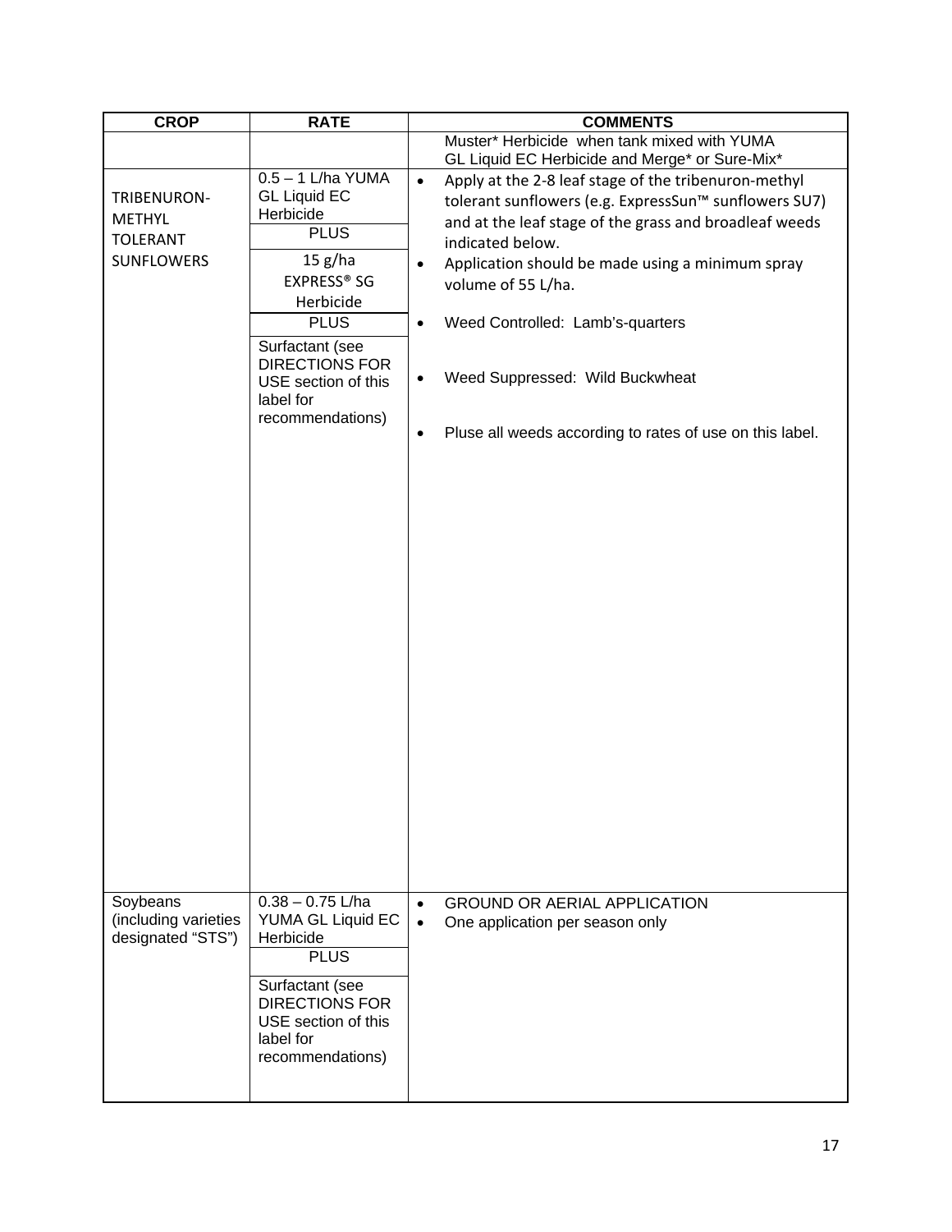| CROP | RATE | COMMENTS |
|---|---|---|
| | | Muster* Herbicide when tank mixed with YUMA GL Liquid EC Herbicide and Merge* or Sure-Mix* |
| TRIBENURON-METHYL TOLERANT SUNFLOWERS | 0.5 – 1 L/ha YUMA GL Liquid EC Herbicide<br>PLUS<br>15 g/ha EXPRESS® SG Herbicide<br>PLUS<br>Surfactant (see DIRECTIONS FOR USE section of this label for recommendations) | • Apply at the 2-8 leaf stage of the tribenuron-methyl tolerant sunflowers (e.g. ExpressSun™ sunflowers SU7) and at the leaf stage of the grass and broadleaf weeds indicated below.<br>• Application should be made using a minimum spray volume of 55 L/ha.<br>• Weed Controlled: Lamb's-quarters<br>• Weed Suppressed: Wild Buckwheat<br>• Pluse all weeds according to rates of use on this label. |
| Soybeans (including varieties designated "STS") | 0.38 – 0.75 L/ha YUMA GL Liquid EC Herbicide<br>PLUS<br>Surfactant (see DIRECTIONS FOR USE section of this label for recommendations) | • GROUND OR AERIAL APPLICATION<br>• One application per season only |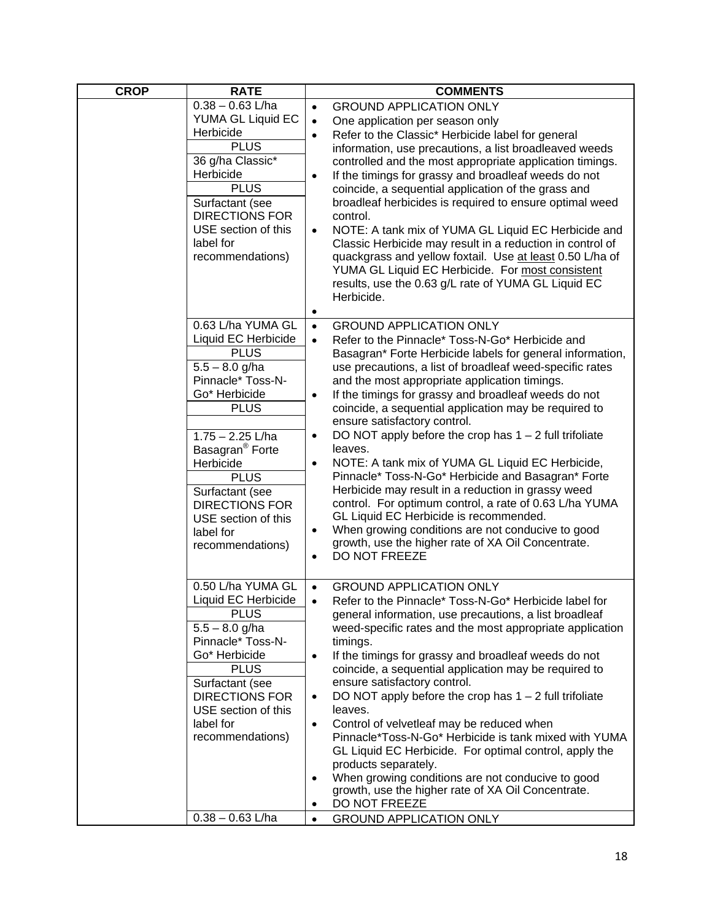| CROP | RATE | COMMENTS |
| --- | --- | --- |
| | 0.38 – 0.63 L/ha YUMA GL Liquid EC Herbicide<br>PLUS<br>36 g/ha Classic* Herbicide<br>PLUS<br>Surfactant (see DIRECTIONS FOR USE section of this label for recommendations) | • GROUND APPLICATION ONLY<br>• One application per season only<br>• Refer to the Classic* Herbicide label for general information, use precautions, a list broadleaved weeds controlled and the most appropriate application timings.<br>• If the timings for grassy and broadleaf weeds do not coincide, a sequential application of the grass and broadleaf herbicides is required to ensure optimal weed control.<br>• NOTE: A tank mix of YUMA GL Liquid EC Herbicide and Classic Herbicide may result in a reduction in control of quackgrass and yellow foxtail. Use at least 0.50 L/ha of YUMA GL Liquid EC Herbicide. For most consistent results, use the 0.63 g/L rate of YUMA GL Liquid EC Herbicide.<br>• |
| | 0.63 L/ha YUMA GL Liquid EC Herbicide<br>PLUS<br>5.5 – 8.0 g/ha Pinnacle* Toss-N-Go* Herbicide<br>PLUS<br>1.75 – 2.25 L/ha Basagran® Forte Herbicide<br>PLUS<br>Surfactant (see DIRECTIONS FOR USE section of this label for recommendations) | • GROUND APPLICATION ONLY<br>• Refer to the Pinnacle* Toss-N-Go* Herbicide and Basagran* Forte Herbicide labels for general information, use precautions, a list of broadleaf weed-specific rates and the most appropriate application timings.<br>• If the timings for grassy and broadleaf weeds do not coincide, a sequential application may be required to ensure satisfactory control.<br>• DO NOT apply before the crop has 1 – 2 full trifoliate leaves.<br>• NOTE: A tank mix of YUMA GL Liquid EC Herbicide, Pinnacle* Toss-N-Go* Herbicide and Basagran* Forte Herbicide may result in a reduction in grassy weed control. For optimum control, a rate of 0.63 L/ha YUMA GL Liquid EC Herbicide is recommended.<br>• When growing conditions are not conducive to good growth, use the higher rate of XA Oil Concentrate.<br>• DO NOT FREEZE |
| | 0.50 L/ha YUMA GL Liquid EC Herbicide<br>PLUS<br>5.5 – 8.0 g/ha Pinnacle* Toss-N-Go* Herbicide<br>PLUS<br>Surfactant (see DIRECTIONS FOR USE section of this label for recommendations) | • GROUND APPLICATION ONLY<br>• Refer to the Pinnacle* Toss-N-Go* Herbicide label for general information, use precautions, a list broadleaf weed-specific rates and the most appropriate application timings.<br>• If the timings for grassy and broadleaf weeds do not coincide, a sequential application may be required to ensure satisfactory control.<br>• DO NOT apply before the crop has 1 – 2 full trifoliate leaves.<br>• Control of velvetleaf may be reduced when Pinnacle*Toss-N-Go* Herbicide is tank mixed with YUMA GL Liquid EC Herbicide. For optimal control, apply the products separately.<br>• When growing conditions are not conducive to good growth, use the higher rate of XA Oil Concentrate.<br>• DO NOT FREEZE |
| | 0.38 – 0.63 L/ha | • GROUND APPLICATION ONLY |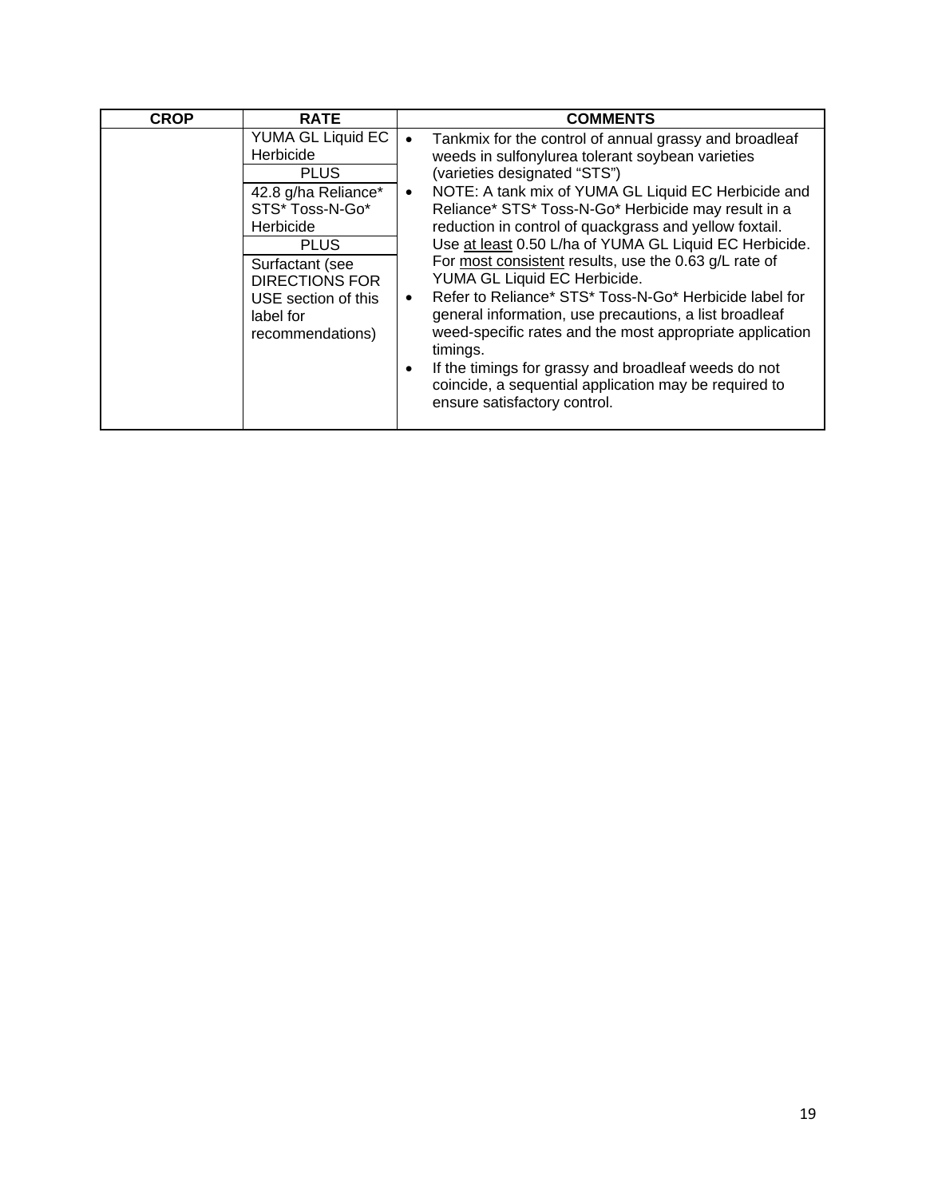| CROP | RATE | COMMENTS |
|---|---|---|
| | YUMA GL Liquid EC Herbicide<br>PLUS<br>42.8 g/ha Reliance* STS* Toss-N-Go* Herbicide<br>PLUS<br>Surfactant (see DIRECTIONS FOR USE section of this label for recommendations) | • Tankmix for the control of annual grassy and broadleaf weeds in sulfonylurea tolerant soybean varieties (varieties designated "STS")<br>• NOTE: A tank mix of YUMA GL Liquid EC Herbicide and Reliance* STS* Toss-N-Go* Herbicide may result in a reduction in control of quackgrass and yellow foxtail. Use <u>at least</u> 0.50 L/ha of YUMA GL Liquid EC Herbicide. For <u>most consistent</u> results, use the 0.63 g/L rate of YUMA GL Liquid EC Herbicide.<br>• Refer to Reliance* STS* Toss-N-Go* Herbicide label for general information, use precautions, a list broadleaf weed-specific rates and the most appropriate application timings.<br>• If the timings for grassy and broadleaf weeds do not coincide, a sequential application may be required to ensure satisfactory control. |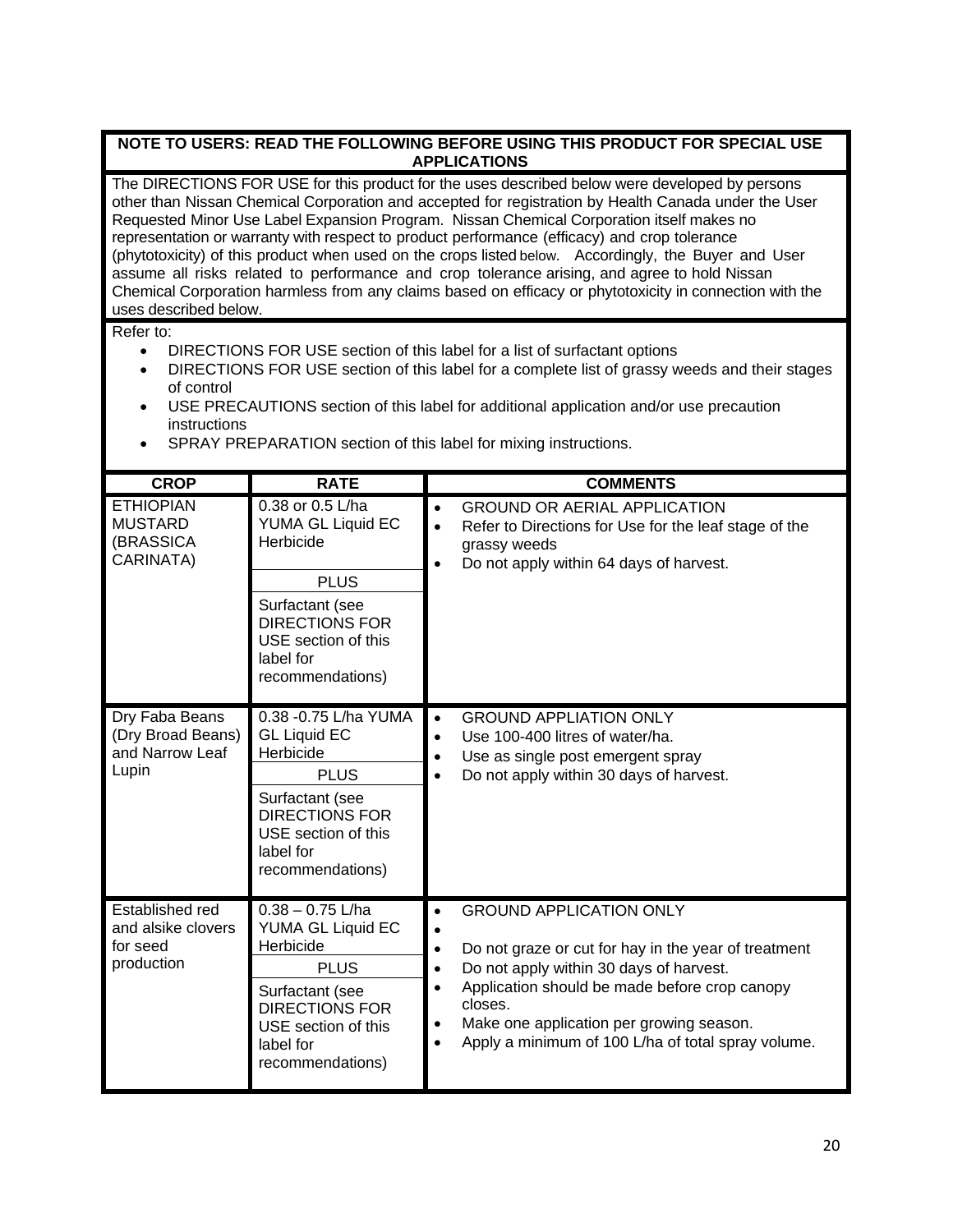**NOTE TO USERS: READ THE FOLLOWING BEFORE USING THIS PRODUCT FOR SPECIAL USE APPLICATIONS**

The DIRECTIONS FOR USE for this product for the uses described below were developed by persons other than Nissan Chemical Corporation and accepted for registration by Health Canada under the User Requested Minor Use Label Expansion Program. Nissan Chemical Corporation itself makes no representation or warranty with respect to product performance (efficacy) and crop tolerance (phytotoxicity) of this product when used on the crops listed below. Accordingly, the Buyer and User assume all risks related to performance and crop tolerance arising, and agree to hold Nissan Chemical Corporation harmless from any claims based on efficacy or phytotoxicity in connection with the uses described below.

Refer to:

- DIRECTIONS FOR USE section of this label for a list of surfactant options
- DIRECTIONS FOR USE section of this label for a complete list of grassy weeds and their stages of control
- USE PRECAUTIONS section of this label for additional application and/or use precaution instructions
- SPRAY PREPARATION section of this label for mixing instructions.

| CROP | RATE | COMMENTS |
|---|---|---|
| ETHIOPIAN MUSTARD (BRASSICA CARINATA) | 0.38 or 0.5 L/ha YUMA GL Liquid EC Herbicide<br>PLUS<br>Surfactant (see DIRECTIONS FOR USE section of this label for recommendations) | • GROUND OR AERIAL APPLICATION<br>• Refer to Directions for Use for the leaf stage of the grassy weeds<br>• Do not apply within 64 days of harvest. |
| Dry Faba Beans (Dry Broad Beans) and Narrow Leaf Lupin | 0.38 -0.75 L/ha YUMA GL Liquid EC Herbicide<br>PLUS<br>Surfactant (see DIRECTIONS FOR USE section of this label for recommendations) | • GROUND APPLIATION ONLY<br>• Use 100-400 litres of water/ha.<br>• Use as single post emergent spray<br>• Do not apply within 30 days of harvest. |
| Established red and alsike clovers for seed production | 0.38 – 0.75 L/ha YUMA GL Liquid EC Herbicide<br>PLUS<br>Surfactant (see DIRECTIONS FOR USE section of this label for recommendations) | • GROUND APPLICATION ONLY<br>•<br>• Do not graze or cut for hay in the year of treatment<br>• Do not apply within 30 days of harvest.<br>• Application should be made before crop canopy closes.<br>• Make one application per growing season.<br>• Apply a minimum of 100 L/ha of total spray volume. |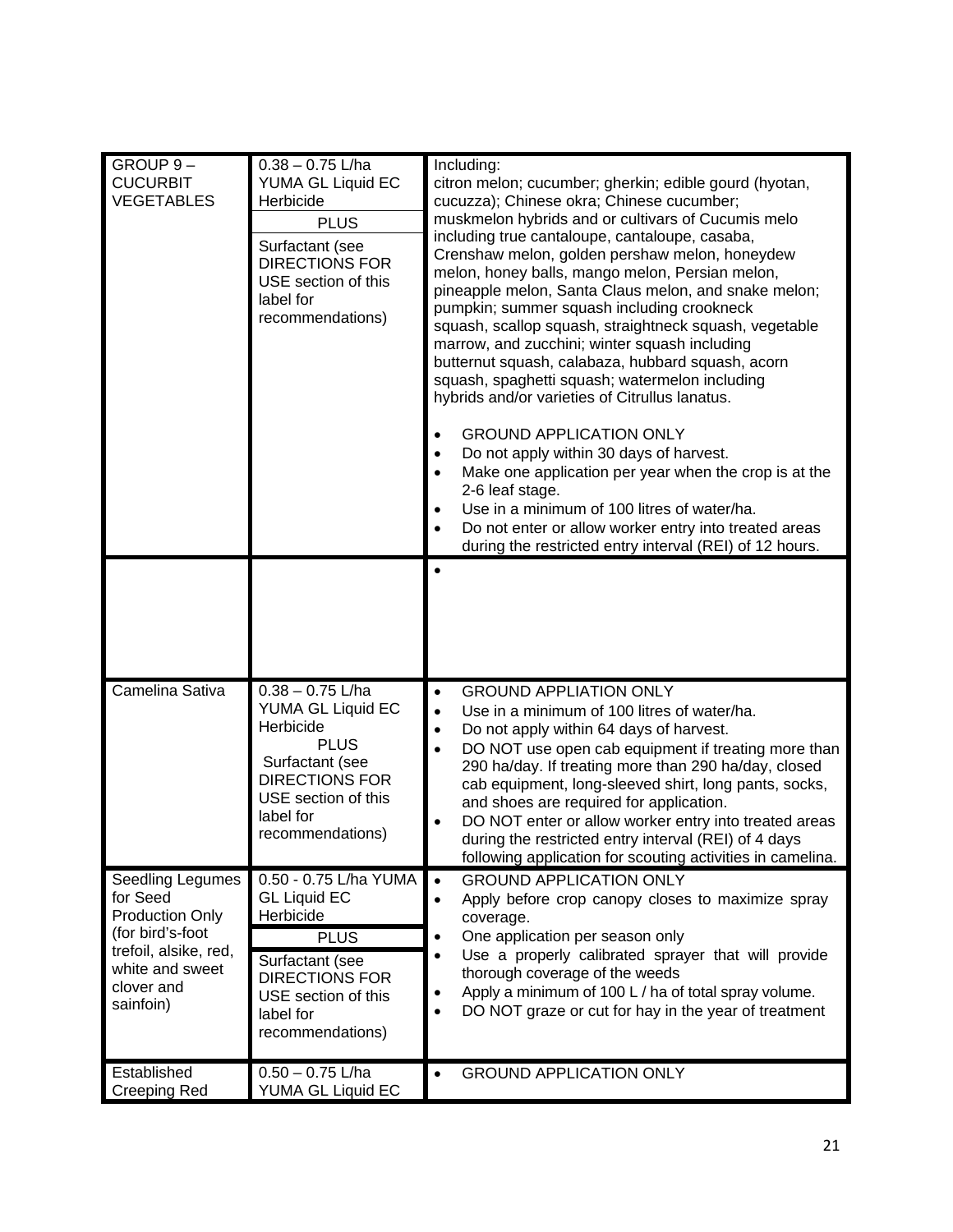| | | |
|---|---|---|
| GROUP 9 – CUCURBIT VEGETABLES | 0.38 – 0.75 L/ha YUMA GL Liquid EC Herbicide<br>PLUS<br>Surfactant (see DIRECTIONS FOR USE section of this label for recommendations) | Including:<br>citron melon; cucumber; gherkin; edible gourd (hyotan, cucuzza); Chinese okra; Chinese cucumber; muskmelon hybrids and or cultivars of Cucumis melo including true cantaloupe, cantaloupe, casaba, Crenshaw melon, golden pershaw melon, honeydew melon, honey balls, mango melon, Persian melon, pineapple melon, Santa Claus melon, and snake melon; pumpkin; summer squash including crookneck squash, scallop squash, straightneck squash, vegetable marrow, and zucchini; winter squash including butternut squash, calabaza, hubbard squash, acorn squash, spaghetti squash; watermelon including hybrids and/or varieties of Citrullus lanatus.<br><br>• GROUND APPLICATION ONLY<br>• Do not apply within 30 days of harvest.<br>• Make one application per year when the crop is at the 2-6 leaf stage.<br>• Use in a minimum of 100 litres of water/ha.<br>• Do not enter or allow worker entry into treated areas during the restricted entry interval (REI) of 12 hours. |
| | | • |
| Camelina Sativa | 0.38 – 0.75 L/ha YUMA GL Liquid EC Herbicide<br>PLUS<br>Surfactant (see DIRECTIONS FOR USE section of this label for recommendations) | • GROUND APPLIATION ONLY<br>• Use in a minimum of 100 litres of water/ha.<br>• Do not apply within 64 days of harvest.<br>• DO NOT use open cab equipment if treating more than 290 ha/day. If treating more than 290 ha/day, closed cab equipment, long-sleeved shirt, long pants, socks, and shoes are required for application.<br>• DO NOT enter or allow worker entry into treated areas during the restricted entry interval (REI) of 4 days following application for scouting activities in camelina. |
| Seedling Legumes for Seed Production Only (for bird's-foot trefoil, alsike, red, white and sweet clover and sainfoin) | 0.50 - 0.75 L/ha YUMA GL Liquid EC Herbicide<br>PLUS<br>Surfactant (see DIRECTIONS FOR USE section of this label for recommendations) | • GROUND APPLICATION ONLY<br>• Apply before crop canopy closes to maximize spray coverage.<br>• One application per season only<br>• Use a properly calibrated sprayer that will provide thorough coverage of the weeds<br>• Apply a minimum of 100 L / ha of total spray volume.<br>• DO NOT graze or cut for hay in the year of treatment |
| Established Creeping Red | 0.50 – 0.75 L/ha YUMA GL Liquid EC | • GROUND APPLICATION ONLY |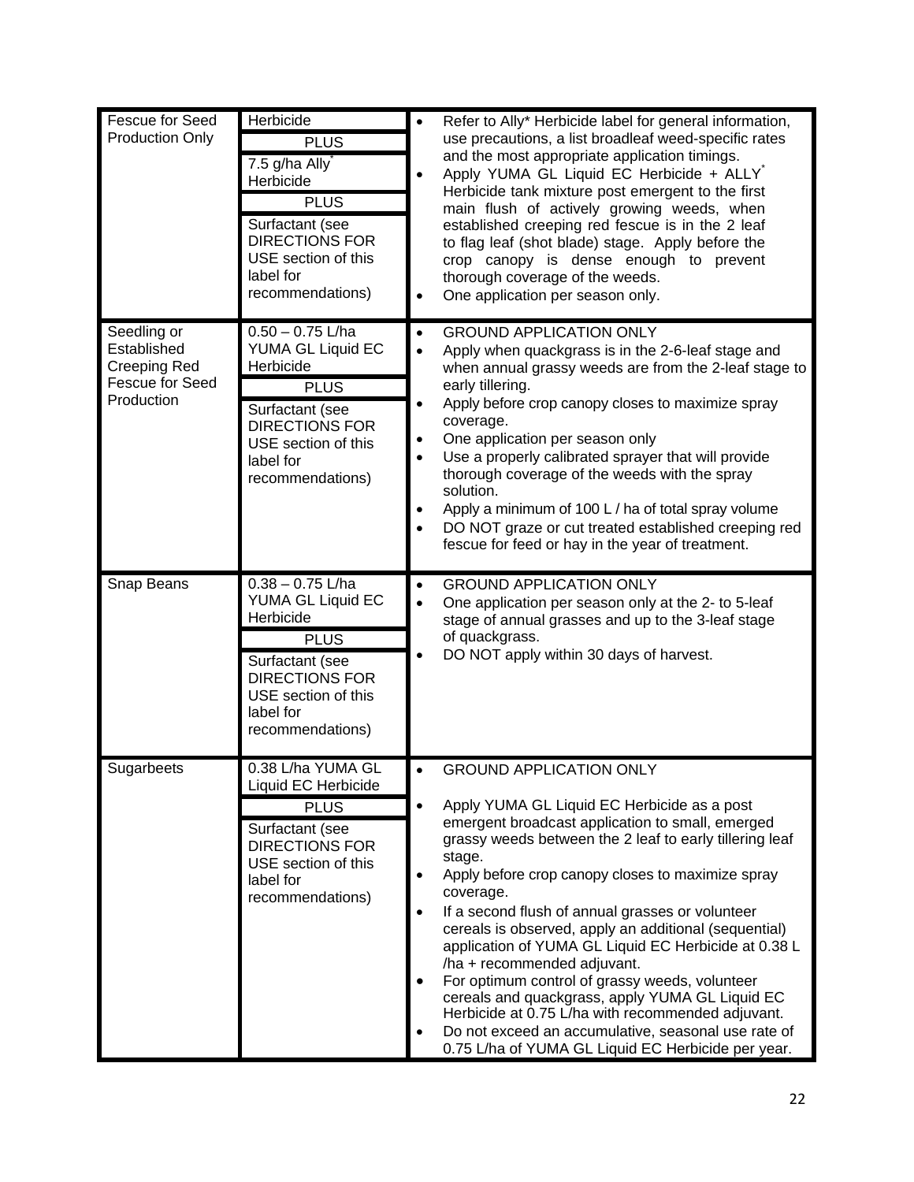| | | |
|---|---|---|
| Fescue for Seed Production Only | Herbicide<br>PLUS<br>7.5 g/ha Ally* Herbicide<br>PLUS<br>Surfactant (see DIRECTIONS FOR USE section of this label for recommendations) | • Refer to Ally* Herbicide label for general information, use precautions, a list broadleaf weed-specific rates and the most appropriate application timings.<br>• Apply YUMA GL Liquid EC Herbicide + ALLY* Herbicide tank mixture post emergent to the first main flush of actively growing weeds, when established creeping red fescue is in the 2 leaf to flag leaf (shot blade) stage. Apply before the crop canopy is dense enough to prevent thorough coverage of the weeds.<br>• One application per season only. |
| Seedling or Established Creeping Red Fescue for Seed Production | 0.50 – 0.75 L/ha YUMA GL Liquid EC Herbicide<br>PLUS<br>Surfactant (see DIRECTIONS FOR USE section of this label for recommendations) | • GROUND APPLICATION ONLY<br>• Apply when quackgrass is in the 2-6-leaf stage and when annual grassy weeds are from the 2-leaf stage to early tillering.<br>• Apply before crop canopy closes to maximize spray coverage.<br>• One application per season only<br>• Use a properly calibrated sprayer that will provide thorough coverage of the weeds with the spray solution.<br>• Apply a minimum of 100 L / ha of total spray volume<br>• DO NOT graze or cut treated established creeping red fescue for feed or hay in the year of treatment. |
| Snap Beans | 0.38 – 0.75 L/ha YUMA GL Liquid EC Herbicide<br>PLUS<br>Surfactant (see DIRECTIONS FOR USE section of this label for recommendations) | • GROUND APPLICATION ONLY<br>• One application per season only at the 2- to 5-leaf stage of annual grasses and up to the 3-leaf stage of quackgrass.<br>• DO NOT apply within 30 days of harvest. |
| Sugarbeets | 0.38 L/ha YUMA GL Liquid EC Herbicide<br>PLUS<br>Surfactant (see DIRECTIONS FOR USE section of this label for recommendations) | • GROUND APPLICATION ONLY<br>• Apply YUMA GL Liquid EC Herbicide as a post emergent broadcast application to small, emerged grassy weeds between the 2 leaf to early tillering leaf stage.<br>• Apply before crop canopy closes to maximize spray coverage.<br>• If a second flush of annual grasses or volunteer cereals is observed, apply an additional (sequential) application of YUMA GL Liquid EC Herbicide at 0.38 L /ha + recommended adjuvant.<br>• For optimum control of grassy weeds, volunteer cereals and quackgrass, apply YUMA GL Liquid EC Herbicide at 0.75 L/ha with recommended adjuvant.<br>• Do not exceed an accumulative, seasonal use rate of 0.75 L/ha of YUMA GL Liquid EC Herbicide per year. |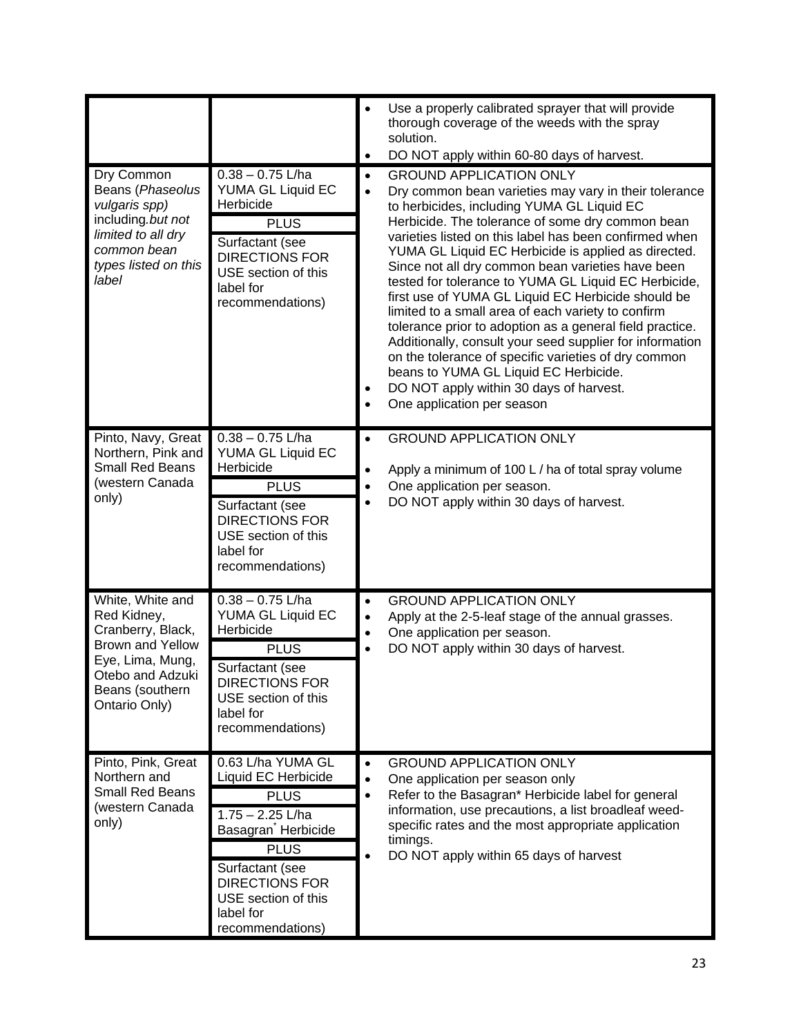| | | |
|---|---|---|
| | | • Use a properly calibrated sprayer that will provide thorough coverage of the weeds with the spray solution.<br>• DO NOT apply within 60-80 days of harvest. |
| Dry Common Beans (*Phaseolus vulgaris spp)* including *but not limited to all dry common bean types listed on this label* | 0.38 – 0.75 L/ha YUMA GL Liquid EC Herbicide<br>PLUS<br>Surfactant (see DIRECTIONS FOR USE section of this label for recommendations) | • GROUND APPLICATION ONLY<br>• Dry common bean varieties may vary in their tolerance to herbicides, including YUMA GL Liquid EC Herbicide. The tolerance of some dry common bean varieties listed on this label has been confirmed when YUMA GL Liquid EC Herbicide is applied as directed. Since not all dry common bean varieties have been tested for tolerance to YUMA GL Liquid EC Herbicide, first use of YUMA GL Liquid EC Herbicide should be limited to a small area of each variety to confirm tolerance prior to adoption as a general field practice. Additionally, consult your seed supplier for information on the tolerance of specific varieties of dry common beans to YUMA GL Liquid EC Herbicide.<br>• DO NOT apply within 30 days of harvest.<br>• One application per season |
| Pinto, Navy, Great Northern, Pink and Small Red Beans (western Canada only) | 0.38 – 0.75 L/ha YUMA GL Liquid EC Herbicide<br>PLUS<br>Surfactant (see DIRECTIONS FOR USE section of this label for recommendations) | • GROUND APPLICATION ONLY<br>• Apply a minimum of 100 L / ha of total spray volume<br>• One application per season.<br>• DO NOT apply within 30 days of harvest. |
| White, White and Red Kidney, Cranberry, Black, Brown and Yellow Eye, Lima, Mung, Otebo and Adzuki Beans (southern Ontario Only) | 0.38 – 0.75 L/ha YUMA GL Liquid EC Herbicide<br>PLUS<br>Surfactant (see DIRECTIONS FOR USE section of this label for recommendations) | • GROUND APPLICATION ONLY<br>• Apply at the 2-5-leaf stage of the annual grasses.<br>• One application per season.<br>• DO NOT apply within 30 days of harvest. |
| Pinto, Pink, Great Northern and Small Red Beans (western Canada only) | 0.63 L/ha YUMA GL Liquid EC Herbicide<br>PLUS<br>1.75 – 2.25 L/ha Basagran* Herbicide<br>PLUS<br>Surfactant (see DIRECTIONS FOR USE section of this label for recommendations) | • GROUND APPLICATION ONLY<br>• One application per season only<br>• Refer to the Basagran* Herbicide label for general information, use precautions, a list broadleaf weed-specific rates and the most appropriate application timings.<br>• DO NOT apply within 65 days of harvest |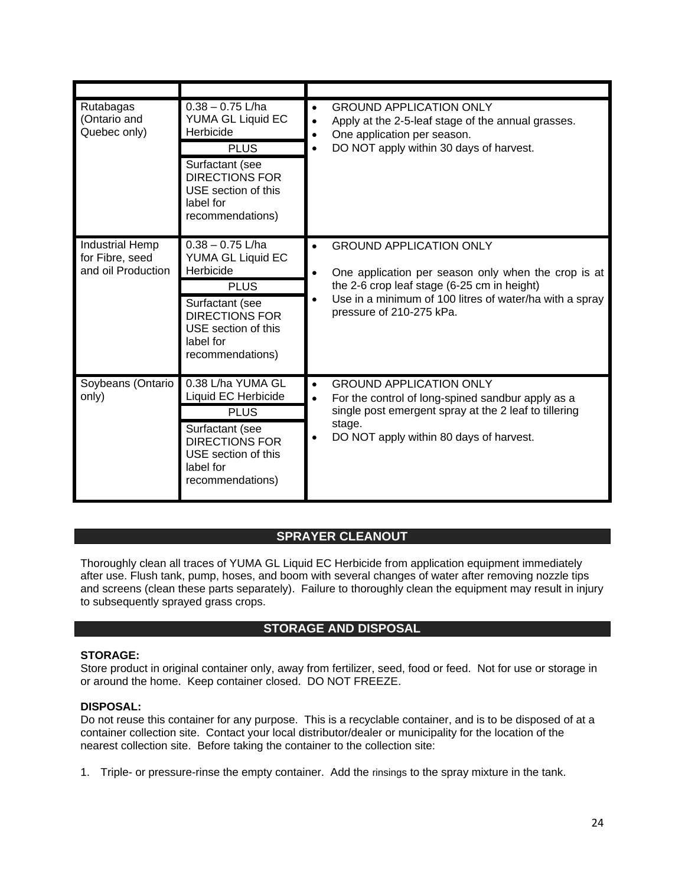| | | |
|---|---|---|
| Rutabagas (Ontario and Quebec only) | 0.38 – 0.75 L/ha YUMA GL Liquid EC Herbicide<br>PLUS<br>Surfactant (see DIRECTIONS FOR USE section of this label for recommendations) | • GROUND APPLICATION ONLY<br>• Apply at the 2-5-leaf stage of the annual grasses.<br>• One application per season.<br>• DO NOT apply within 30 days of harvest. |
| Industrial Hemp for Fibre, seed and oil Production | 0.38 – 0.75 L/ha YUMA GL Liquid EC Herbicide<br>PLUS<br>Surfactant (see DIRECTIONS FOR USE section of this label for recommendations) | • GROUND APPLICATION ONLY<br>• One application per season only when the crop is at the 2-6 crop leaf stage (6-25 cm in height)<br>• Use in a minimum of 100 litres of water/ha with a spray pressure of 210-275 kPa. |
| Soybeans (Ontario only) | 0.38 L/ha YUMA GL Liquid EC Herbicide<br>PLUS<br>Surfactant (see DIRECTIONS FOR USE section of this label for recommendations) | • GROUND APPLICATION ONLY<br>• For the control of long-spined sandbur apply as a single post emergent spray at the 2 leaf to tillering stage.<br>• DO NOT apply within 80 days of harvest. |

## SPRAYER CLEANOUT

Thoroughly clean all traces of YUMA GL Liquid EC Herbicide from application equipment immediately after use. Flush tank, pump, hoses, and boom with several changes of water after removing nozzle tips and screens (clean these parts separately). Failure to thoroughly clean the equipment may result in injury to subsequently sprayed grass crops.

## STORAGE AND DISPOSAL

**STORAGE:**
Store product in original container only, away from fertilizer, seed, food or feed. Not for use or storage in or around the home. Keep container closed. DO NOT FREEZE.

**DISPOSAL:**
Do not reuse this container for any purpose. This is a recyclable container, and is to be disposed of at a container collection site. Contact your local distributor/dealer or municipality for the location of the nearest collection site. Before taking the container to the collection site:

1. Triple- or pressure-rinse the empty container. Add the rinsings to the spray mixture in the tank.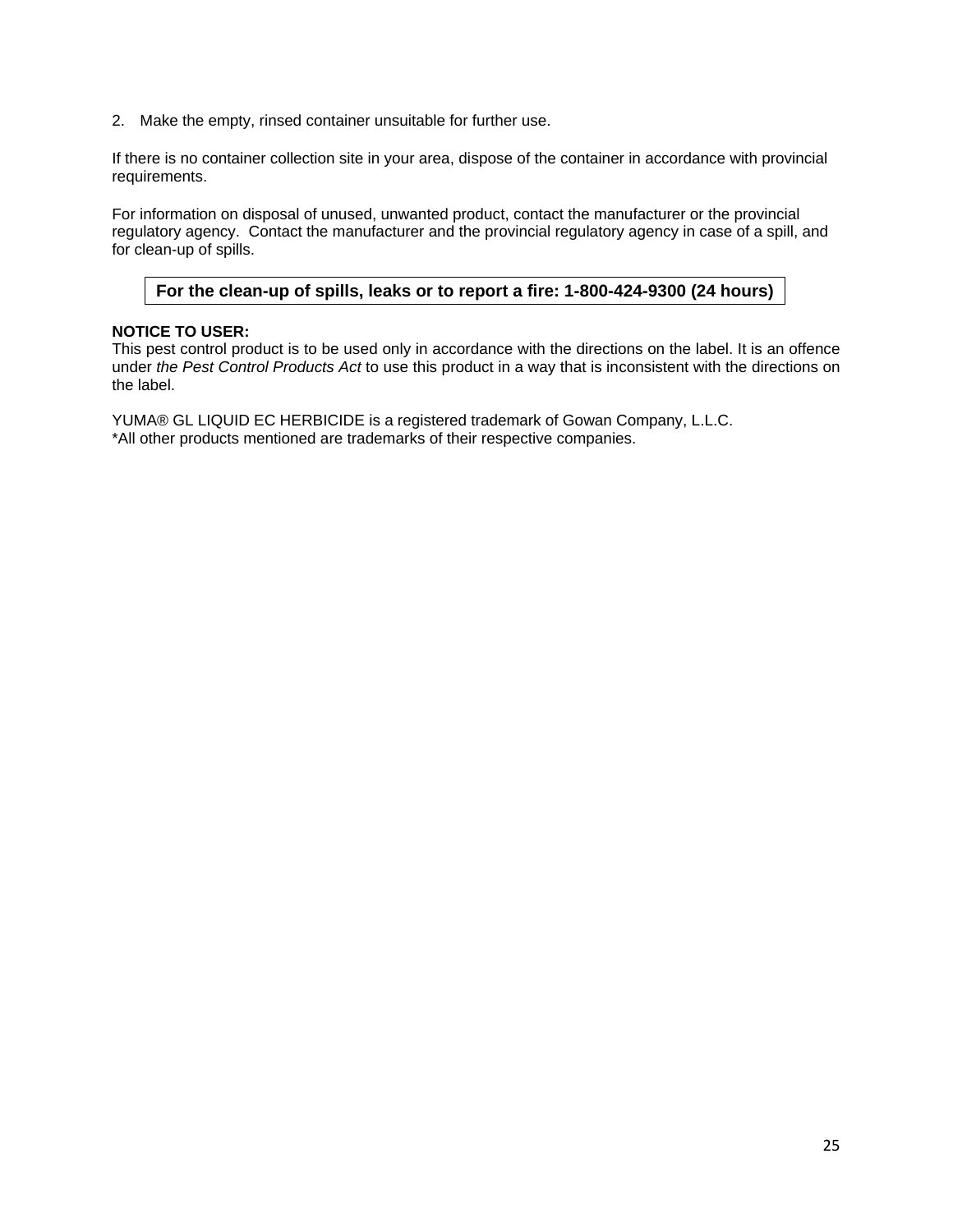2. Make the empty, rinsed container unsuitable for further use.

If there is no container collection site in your area, dispose of the container in accordance with provincial requirements.

For information on disposal of unused, unwanted product, contact the manufacturer or the provincial regulatory agency. Contact the manufacturer and the provincial regulatory agency in case of a spill, and for clean-up of spills.

**For the clean-up of spills, leaks or to report a fire: 1-800-424-9300 (24 hours)**

**NOTICE TO USER:**
This pest control product is to be used only in accordance with the directions on the label. It is an offence under *the Pest Control Products Act* to use this product in a way that is inconsistent with the directions on the label.

YUMA® GL LIQUID EC HERBICIDE is a registered trademark of Gowan Company, L.L.C.
*All other products mentioned are trademarks of their respective companies.